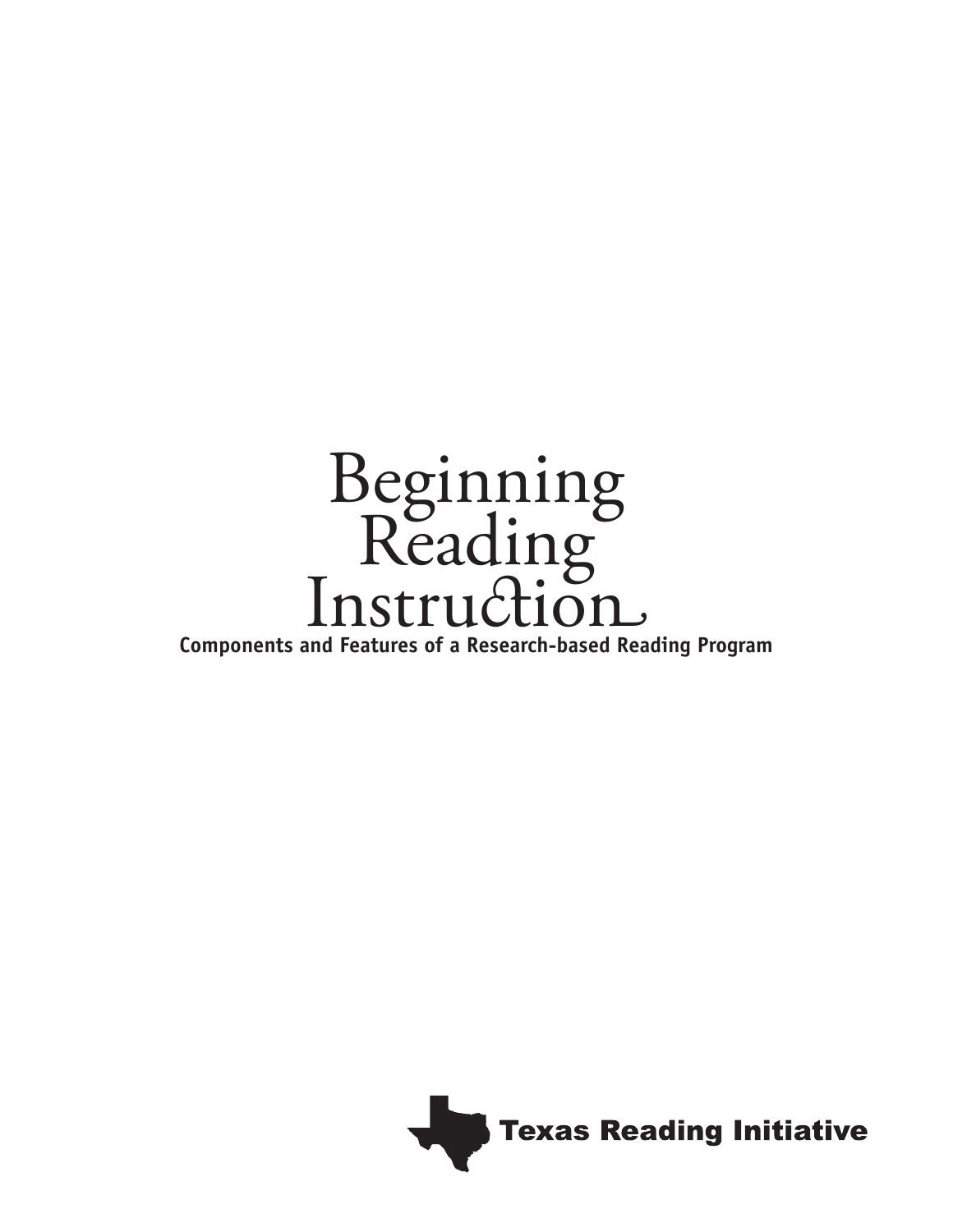# Beginning Reading Instruction

**Components and Features of a Research-based Reading Program**

Texas Reading Initiative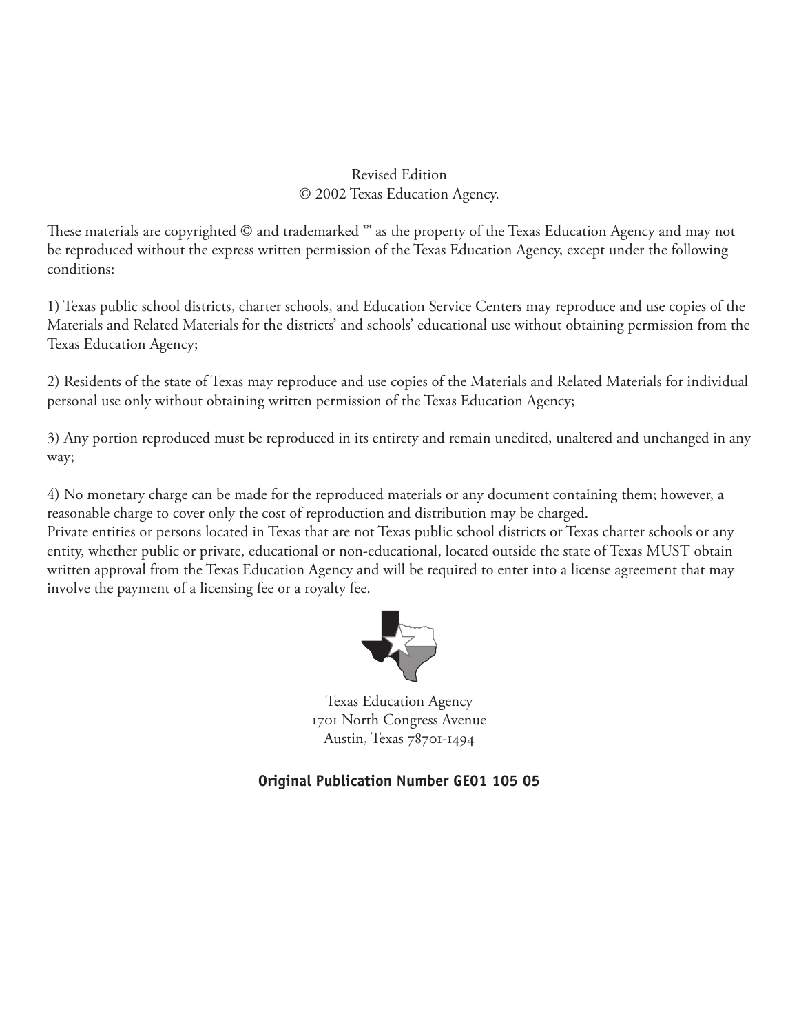Revised Edition
© 2002 Texas Education Agency.

These materials are copyrighted © and trademarked ™ as the property of the Texas Education Agency and may not be reproduced without the express written permission of the Texas Education Agency, except under the following conditions:

1) Texas public school districts, charter schools, and Education Service Centers may reproduce and use copies of the Materials and Related Materials for the districts' and schools' educational use without obtaining permission from the Texas Education Agency;

2) Residents of the state of Texas may reproduce and use copies of the Materials and Related Materials for individual personal use only without obtaining written permission of the Texas Education Agency;

3) Any portion reproduced must be reproduced in its entirety and remain unedited, unaltered and unchanged in any way;

4) No monetary charge can be made for the reproduced materials or any document containing them; however, a reasonable charge to cover only the cost of reproduction and distribution may be charged.
Private entities or persons located in Texas that are not Texas public school districts or Texas charter schools or any entity, whether public or private, educational or non-educational, located outside the state of Texas MUST obtain written approval from the Texas Education Agency and will be required to enter into a license agreement that may involve the payment of a licensing fee or a royalty fee.

Texas Education Agency
1701 North Congress Avenue
Austin, Texas 78701-1494

**Original Publication Number GE01 105 05**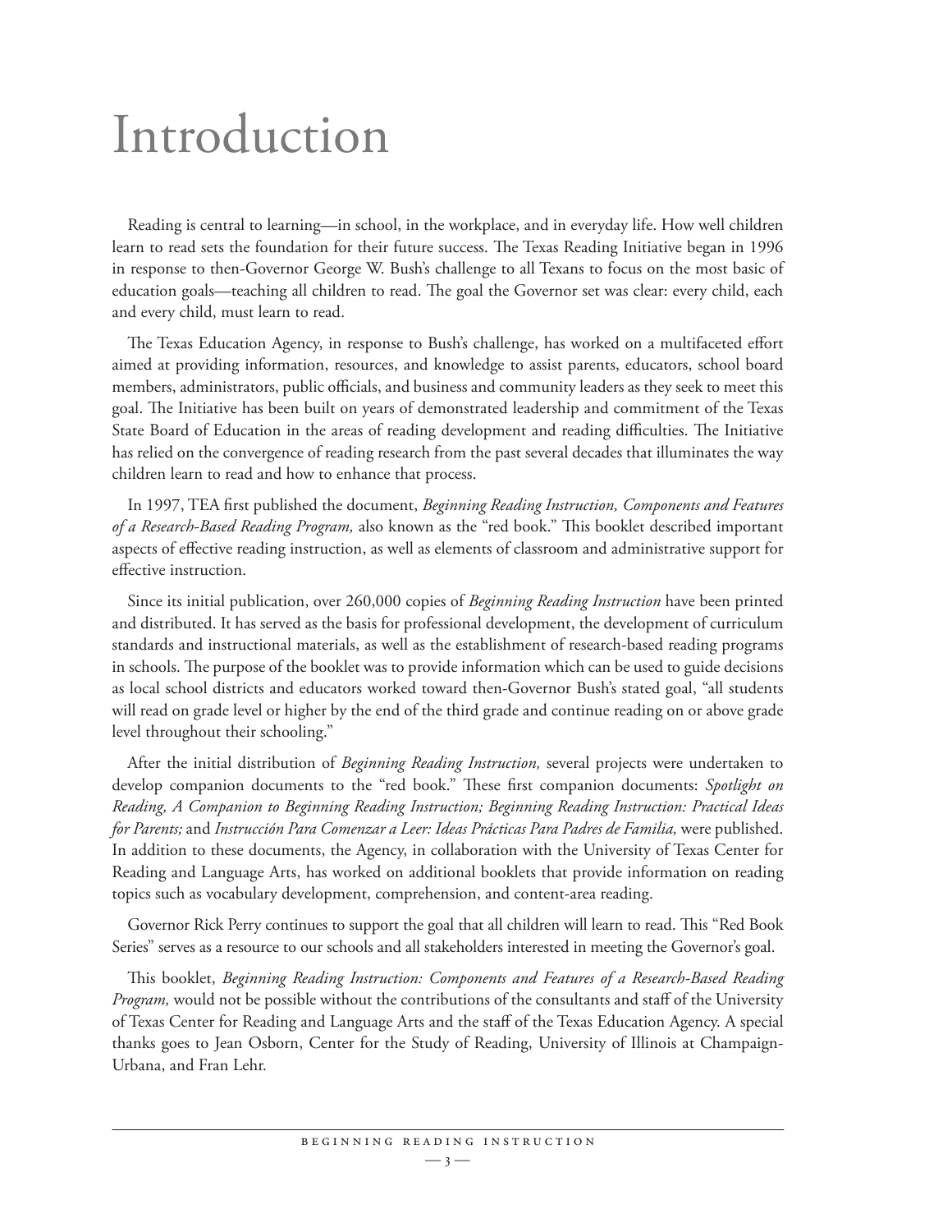# Introduction

Reading is central to learning—in school, in the workplace, and in everyday life. How well children learn to read sets the foundation for their future success. The Texas Reading Initiative began in 1996 in response to then-Governor George W. Bush's challenge to all Texans to focus on the most basic of education goals—teaching all children to read. The goal the Governor set was clear: every child, each and every child, must learn to read.

The Texas Education Agency, in response to Bush's challenge, has worked on a multifaceted effort aimed at providing information, resources, and knowledge to assist parents, educators, school board members, administrators, public officials, and business and community leaders as they seek to meet this goal. The Initiative has been built on years of demonstrated leadership and commitment of the Texas State Board of Education in the areas of reading development and reading difficulties. The Initiative has relied on the convergence of reading research from the past several decades that illuminates the way children learn to read and how to enhance that process.

In 1997, TEA first published the document, *Beginning Reading Instruction, Components and Features of a Research-Based Reading Program,* also known as the "red book." This booklet described important aspects of effective reading instruction, as well as elements of classroom and administrative support for effective instruction.

Since its initial publication, over 260,000 copies of *Beginning Reading Instruction* have been printed and distributed. It has served as the basis for professional development, the development of curriculum standards and instructional materials, as well as the establishment of research-based reading programs in schools. The purpose of the booklet was to provide information which can be used to guide decisions as local school districts and educators worked toward then-Governor Bush's stated goal, "all students will read on grade level or higher by the end of the third grade and continue reading on or above grade level throughout their schooling."

After the initial distribution of *Beginning Reading Instruction,* several projects were undertaken to develop companion documents to the "red book." These first companion documents: *Spotlight on Reading, A Companion to Beginning Reading Instruction; Beginning Reading Instruction: Practical Ideas for Parents;* and *Instrucción Para Comenzar a Leer: Ideas Prácticas Para Padres de Familia,* were published. In addition to these documents, the Agency, in collaboration with the University of Texas Center for Reading and Language Arts, has worked on additional booklets that provide information on reading topics such as vocabulary development, comprehension, and content-area reading.

Governor Rick Perry continues to support the goal that all children will learn to read. This "Red Book Series" serves as a resource to our schools and all stakeholders interested in meeting the Governor's goal.

This booklet, *Beginning Reading Instruction: Components and Features of a Research-Based Reading Program,* would not be possible without the contributions of the consultants and staff of the University of Texas Center for Reading and Language Arts and the staff of the Texas Education Agency. A special thanks goes to Jean Osborn, Center for the Study of Reading, University of Illinois at Champaign-Urbana, and Fran Lehr.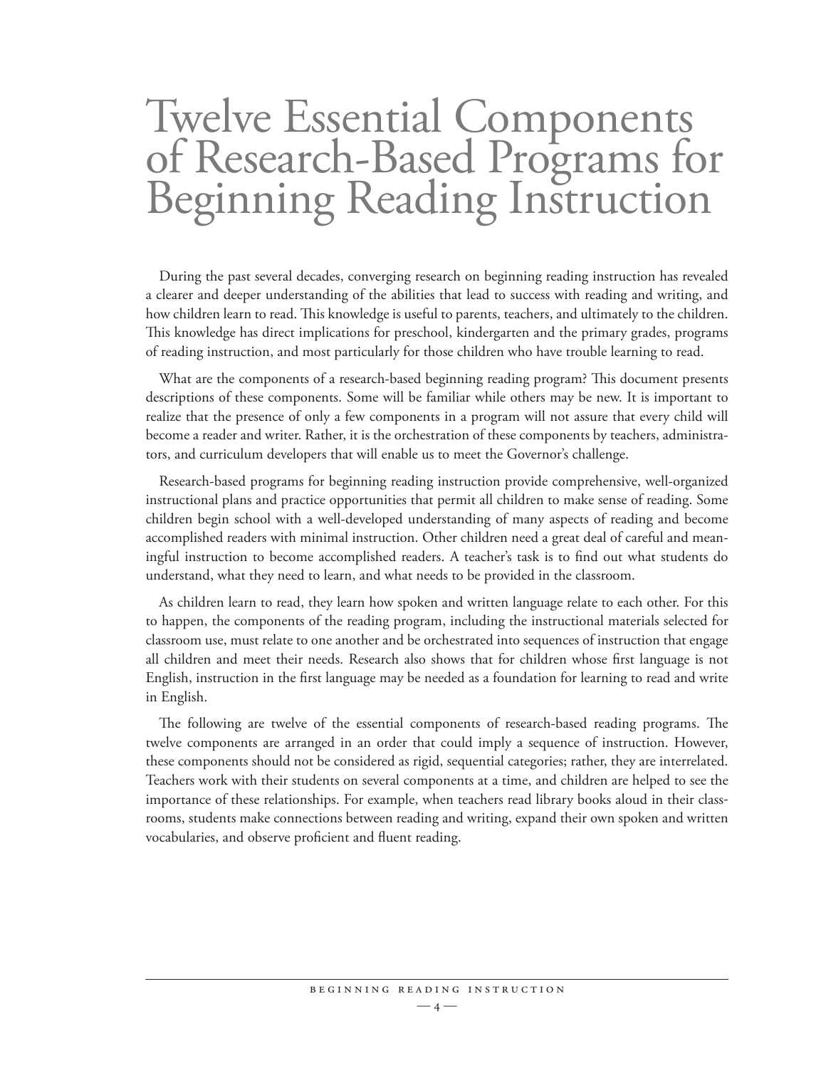# Twelve Essential Components of Research-Based Programs for Beginning Reading Instruction

During the past several decades, converging research on beginning reading instruction has revealed a clearer and deeper understanding of the abilities that lead to success with reading and writing, and how children learn to read. This knowledge is useful to parents, teachers, and ultimately to the children. This knowledge has direct implications for preschool, kindergarten and the primary grades, programs of reading instruction, and most particularly for those children who have trouble learning to read.

What are the components of a research-based beginning reading program? This document presents descriptions of these components. Some will be familiar while others may be new. It is important to realize that the presence of only a few components in a program will not assure that every child will become a reader and writer. Rather, it is the orchestration of these components by teachers, administrators, and curriculum developers that will enable us to meet the Governor's challenge.

Research-based programs for beginning reading instruction provide comprehensive, well-organized instructional plans and practice opportunities that permit all children to make sense of reading. Some children begin school with a well-developed understanding of many aspects of reading and become accomplished readers with minimal instruction. Other children need a great deal of careful and meaningful instruction to become accomplished readers. A teacher's task is to find out what students do understand, what they need to learn, and what needs to be provided in the classroom.

As children learn to read, they learn how spoken and written language relate to each other. For this to happen, the components of the reading program, including the instructional materials selected for classroom use, must relate to one another and be orchestrated into sequences of instruction that engage all children and meet their needs. Research also shows that for children whose first language is not English, instruction in the first language may be needed as a foundation for learning to read and write in English.

The following are twelve of the essential components of research-based reading programs. The twelve components are arranged in an order that could imply a sequence of instruction. However, these components should not be considered as rigid, sequential categories; rather, they are interrelated. Teachers work with their students on several components at a time, and children are helped to see the importance of these relationships. For example, when teachers read library books aloud in their classrooms, students make connections between reading and writing, expand their own spoken and written vocabularies, and observe proficient and fluent reading.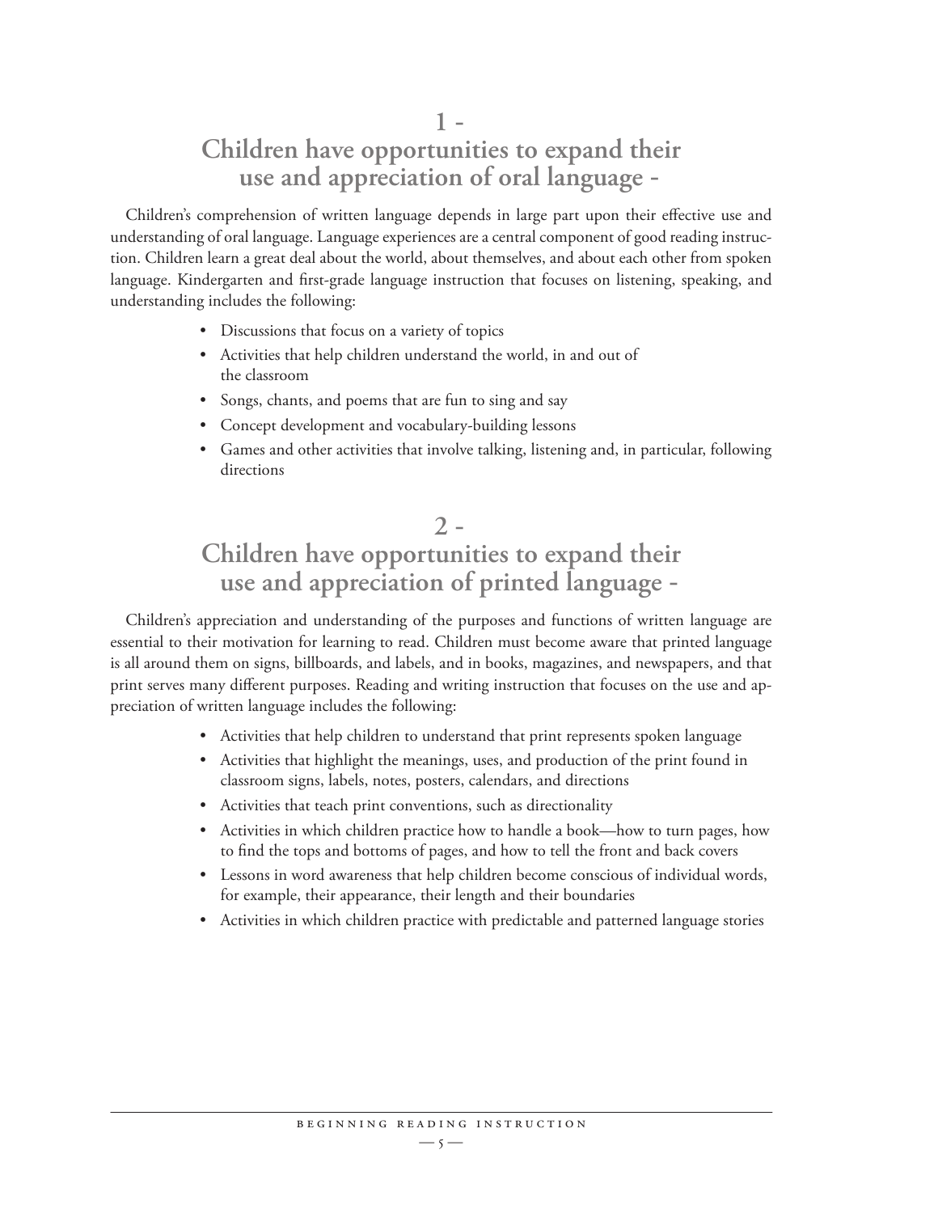## 1 - Children have opportunities to expand their use and appreciation of oral language -

Children's comprehension of written language depends in large part upon their effective use and understanding of oral language. Language experiences are a central component of good reading instruction. Children learn a great deal about the world, about themselves, and about each other from spoken language. Kindergarten and first-grade language instruction that focuses on listening, speaking, and understanding includes the following:

- Discussions that focus on a variety of topics
- Activities that help children understand the world, in and out of the classroom
- Songs, chants, and poems that are fun to sing and say
- Concept development and vocabulary-building lessons
- Games and other activities that involve talking, listening and, in particular, following directions

## 2 - Children have opportunities to expand their use and appreciation of printed language -

Children's appreciation and understanding of the purposes and functions of written language are essential to their motivation for learning to read. Children must become aware that printed language is all around them on signs, billboards, and labels, and in books, magazines, and newspapers, and that print serves many different purposes. Reading and writing instruction that focuses on the use and appreciation of written language includes the following:

- Activities that help children to understand that print represents spoken language
- Activities that highlight the meanings, uses, and production of the print found in classroom signs, labels, notes, posters, calendars, and directions
- Activities that teach print conventions, such as directionality
- Activities in which children practice how to handle a book—how to turn pages, how to find the tops and bottoms of pages, and how to tell the front and back covers
- Lessons in word awareness that help children become conscious of individual words, for example, their appearance, their length and their boundaries
- Activities in which children practice with predictable and patterned language stories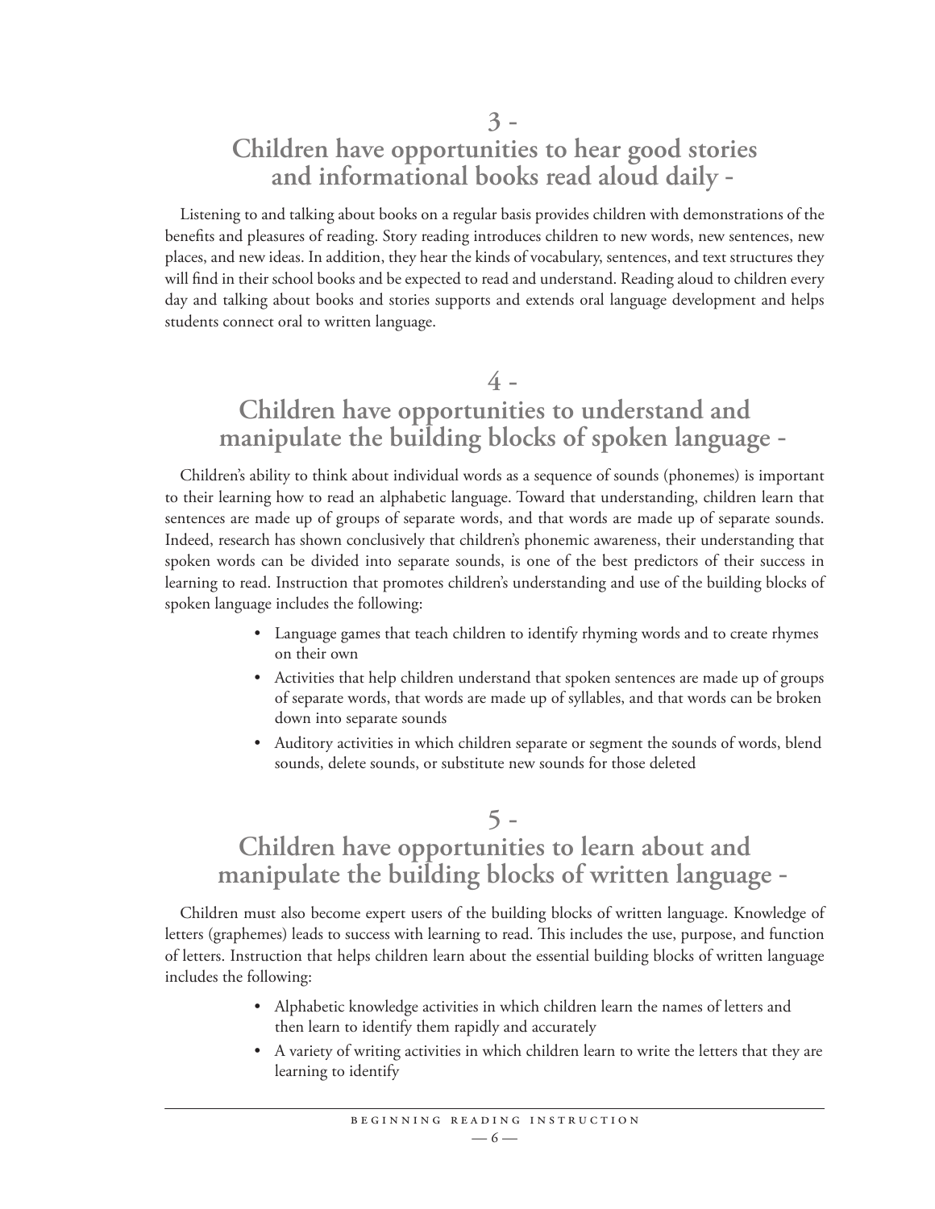## 3 - Children have opportunities to hear good stories and informational books read aloud daily -

Listening to and talking about books on a regular basis provides children with demonstrations of the benefits and pleasures of reading. Story reading introduces children to new words, new sentences, new places, and new ideas. In addition, they hear the kinds of vocabulary, sentences, and text structures they will find in their school books and be expected to read and understand. Reading aloud to children every day and talking about books and stories supports and extends oral language development and helps students connect oral to written language.

## 4 - Children have opportunities to understand and manipulate the building blocks of spoken language -

Children's ability to think about individual words as a sequence of sounds (phonemes) is important to their learning how to read an alphabetic language. Toward that understanding, children learn that sentences are made up of groups of separate words, and that words are made up of separate sounds. Indeed, research has shown conclusively that children's phonemic awareness, their understanding that spoken words can be divided into separate sounds, is one of the best predictors of their success in learning to read. Instruction that promotes children's understanding and use of the building blocks of spoken language includes the following:

- Language games that teach children to identify rhyming words and to create rhymes on their own
- Activities that help children understand that spoken sentences are made up of groups of separate words, that words are made up of syllables, and that words can be broken down into separate sounds
- Auditory activities in which children separate or segment the sounds of words, blend sounds, delete sounds, or substitute new sounds for those deleted

## 5 - Children have opportunities to learn about and manipulate the building blocks of written language -

Children must also become expert users of the building blocks of written language. Knowledge of letters (graphemes) leads to success with learning to read. This includes the use, purpose, and function of letters. Instruction that helps children learn about the essential building blocks of written language includes the following:

- Alphabetic knowledge activities in which children learn the names of letters and then learn to identify them rapidly and accurately
- A variety of writing activities in which children learn to write the letters that they are learning to identify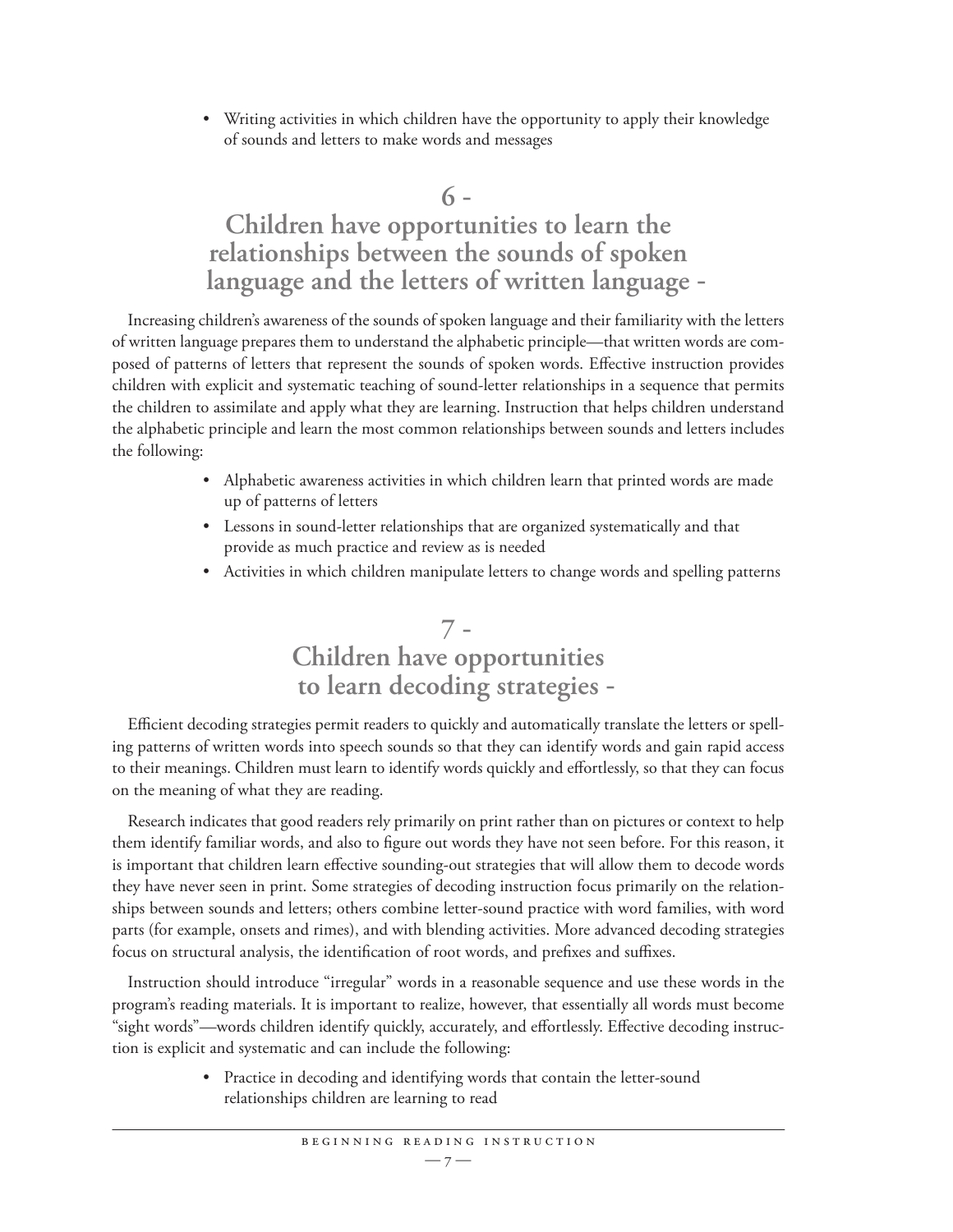- Writing activities in which children have the opportunity to apply their knowledge of sounds and letters to make words and messages

## 6 - Children have opportunities to learn the relationships between the sounds of spoken language and the letters of written language -

Increasing children's awareness of the sounds of spoken language and their familiarity with the letters of written language prepares them to understand the alphabetic principle—that written words are composed of patterns of letters that represent the sounds of spoken words. Effective instruction provides children with explicit and systematic teaching of sound-letter relationships in a sequence that permits the children to assimilate and apply what they are learning. Instruction that helps children understand the alphabetic principle and learn the most common relationships between sounds and letters includes the following:

- Alphabetic awareness activities in which children learn that printed words are made up of patterns of letters
- Lessons in sound-letter relationships that are organized systematically and that provide as much practice and review as is needed
- Activities in which children manipulate letters to change words and spelling patterns

## 7 - Children have opportunities to learn decoding strategies -

Efficient decoding strategies permit readers to quickly and automatically translate the letters or spelling patterns of written words into speech sounds so that they can identify words and gain rapid access to their meanings. Children must learn to identify words quickly and effortlessly, so that they can focus on the meaning of what they are reading.

Research indicates that good readers rely primarily on print rather than on pictures or context to help them identify familiar words, and also to figure out words they have not seen before. For this reason, it is important that children learn effective sounding-out strategies that will allow them to decode words they have never seen in print. Some strategies of decoding instruction focus primarily on the relationships between sounds and letters; others combine letter-sound practice with word families, with word parts (for example, onsets and rimes), and with blending activities. More advanced decoding strategies focus on structural analysis, the identification of root words, and prefixes and suffixes.

Instruction should introduce "irregular" words in a reasonable sequence and use these words in the program's reading materials. It is important to realize, however, that essentially all words must become "sight words"—words children identify quickly, accurately, and effortlessly. Effective decoding instruction is explicit and systematic and can include the following:

- Practice in decoding and identifying words that contain the letter-sound relationships children are learning to read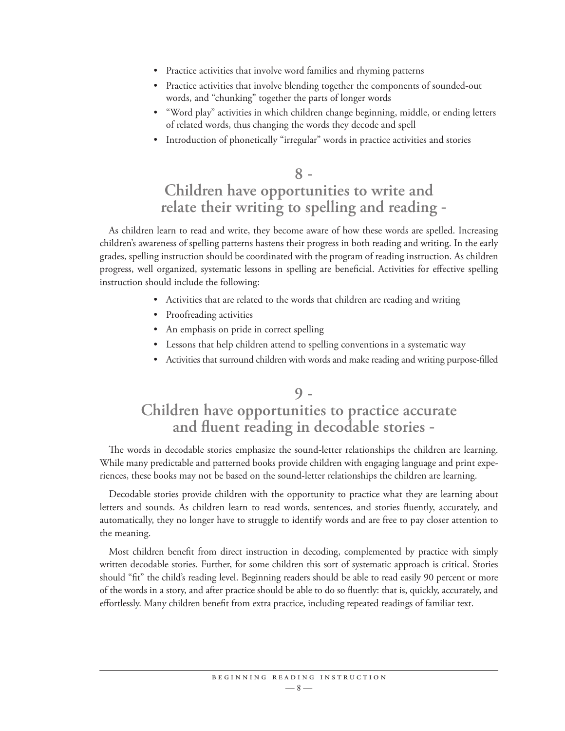- Practice activities that involve word families and rhyming patterns
- Practice activities that involve blending together the components of sounded-out words, and "chunking" together the parts of longer words
- "Word play" activities in which children change beginning, middle, or ending letters of related words, thus changing the words they decode and spell
- Introduction of phonetically "irregular" words in practice activities and stories

## 8 - Children have opportunities to write and relate their writing to spelling and reading -

As children learn to read and write, they become aware of how these words are spelled. Increasing children's awareness of spelling patterns hastens their progress in both reading and writing. In the early grades, spelling instruction should be coordinated with the program of reading instruction. As children progress, well organized, systematic lessons in spelling are beneficial. Activities for effective spelling instruction should include the following:

- Activities that are related to the words that children are reading and writing
- Proofreading activities
- An emphasis on pride in correct spelling
- Lessons that help children attend to spelling conventions in a systematic way
- Activities that surround children with words and make reading and writing purpose-filled

## 9 - Children have opportunities to practice accurate and fluent reading in decodable stories -

The words in decodable stories emphasize the sound-letter relationships the children are learning. While many predictable and patterned books provide children with engaging language and print experiences, these books may not be based on the sound-letter relationships the children are learning.

Decodable stories provide children with the opportunity to practice what they are learning about letters and sounds. As children learn to read words, sentences, and stories fluently, accurately, and automatically, they no longer have to struggle to identify words and are free to pay closer attention to the meaning.

Most children benefit from direct instruction in decoding, complemented by practice with simply written decodable stories. Further, for some children this sort of systematic approach is critical. Stories should "fit" the child's reading level. Beginning readers should be able to read easily 90 percent or more of the words in a story, and after practice should be able to do so fluently: that is, quickly, accurately, and effortlessly. Many children benefit from extra practice, including repeated readings of familiar text.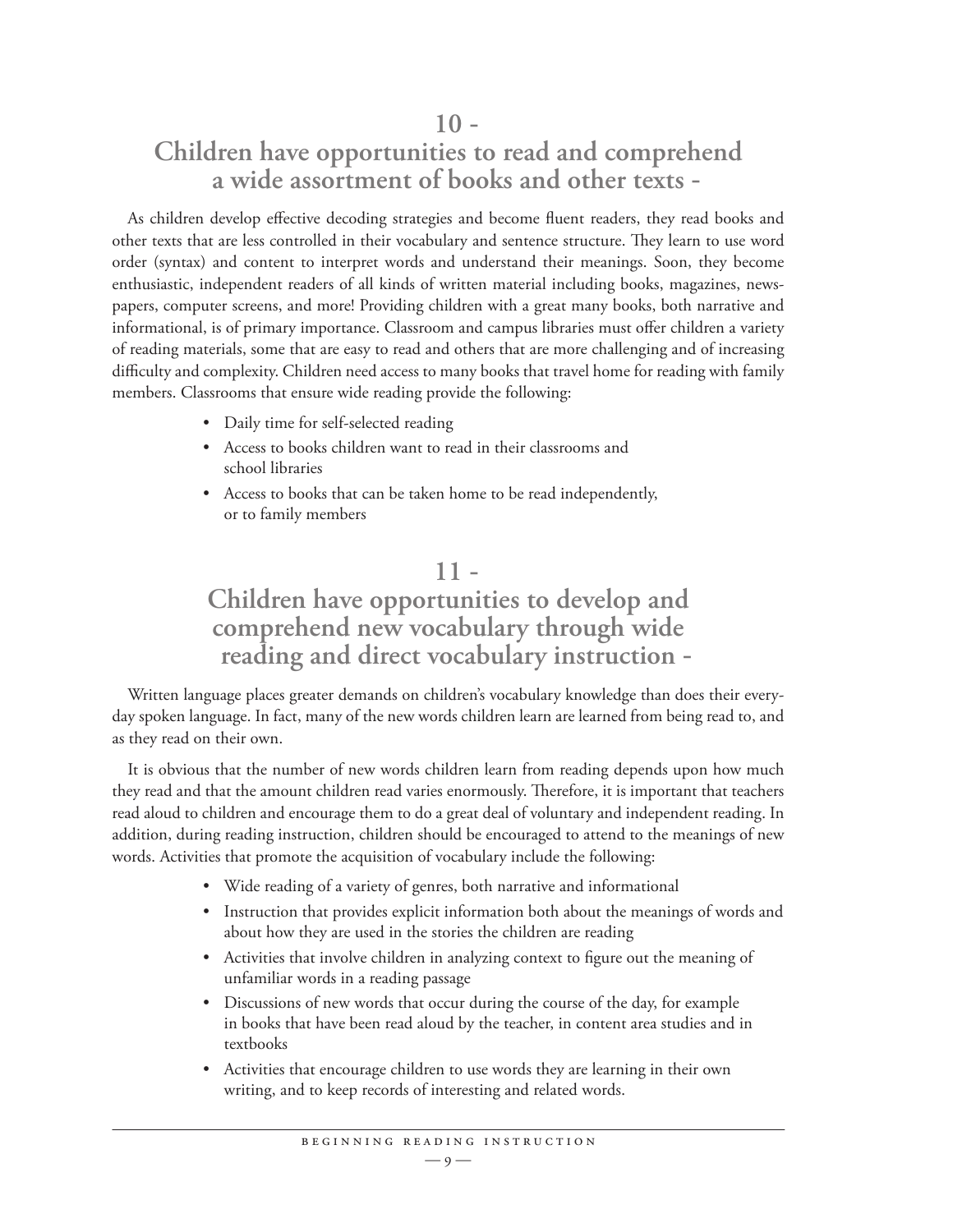## 10 - Children have opportunities to read and comprehend a wide assortment of books and other texts -

As children develop effective decoding strategies and become fluent readers, they read books and other texts that are less controlled in their vocabulary and sentence structure. They learn to use word order (syntax) and content to interpret words and understand their meanings. Soon, they become enthusiastic, independent readers of all kinds of written material including books, magazines, newspapers, computer screens, and more! Providing children with a great many books, both narrative and informational, is of primary importance. Classroom and campus libraries must offer children a variety of reading materials, some that are easy to read and others that are more challenging and of increasing difficulty and complexity. Children need access to many books that travel home for reading with family members. Classrooms that ensure wide reading provide the following:

- Daily time for self-selected reading
- Access to books children want to read in their classrooms and school libraries
- Access to books that can be taken home to be read independently, or to family members

## 11 - Children have opportunities to develop and comprehend new vocabulary through wide reading and direct vocabulary instruction -

Written language places greater demands on children's vocabulary knowledge than does their everyday spoken language. In fact, many of the new words children learn are learned from being read to, and as they read on their own.

It is obvious that the number of new words children learn from reading depends upon how much they read and that the amount children read varies enormously. Therefore, it is important that teachers read aloud to children and encourage them to do a great deal of voluntary and independent reading. In addition, during reading instruction, children should be encouraged to attend to the meanings of new words. Activities that promote the acquisition of vocabulary include the following:

- Wide reading of a variety of genres, both narrative and informational
- Instruction that provides explicit information both about the meanings of words and about how they are used in the stories the children are reading
- Activities that involve children in analyzing context to figure out the meaning of unfamiliar words in a reading passage
- Discussions of new words that occur during the course of the day, for example in books that have been read aloud by the teacher, in content area studies and in textbooks
- Activities that encourage children to use words they are learning in their own writing, and to keep records of interesting and related words.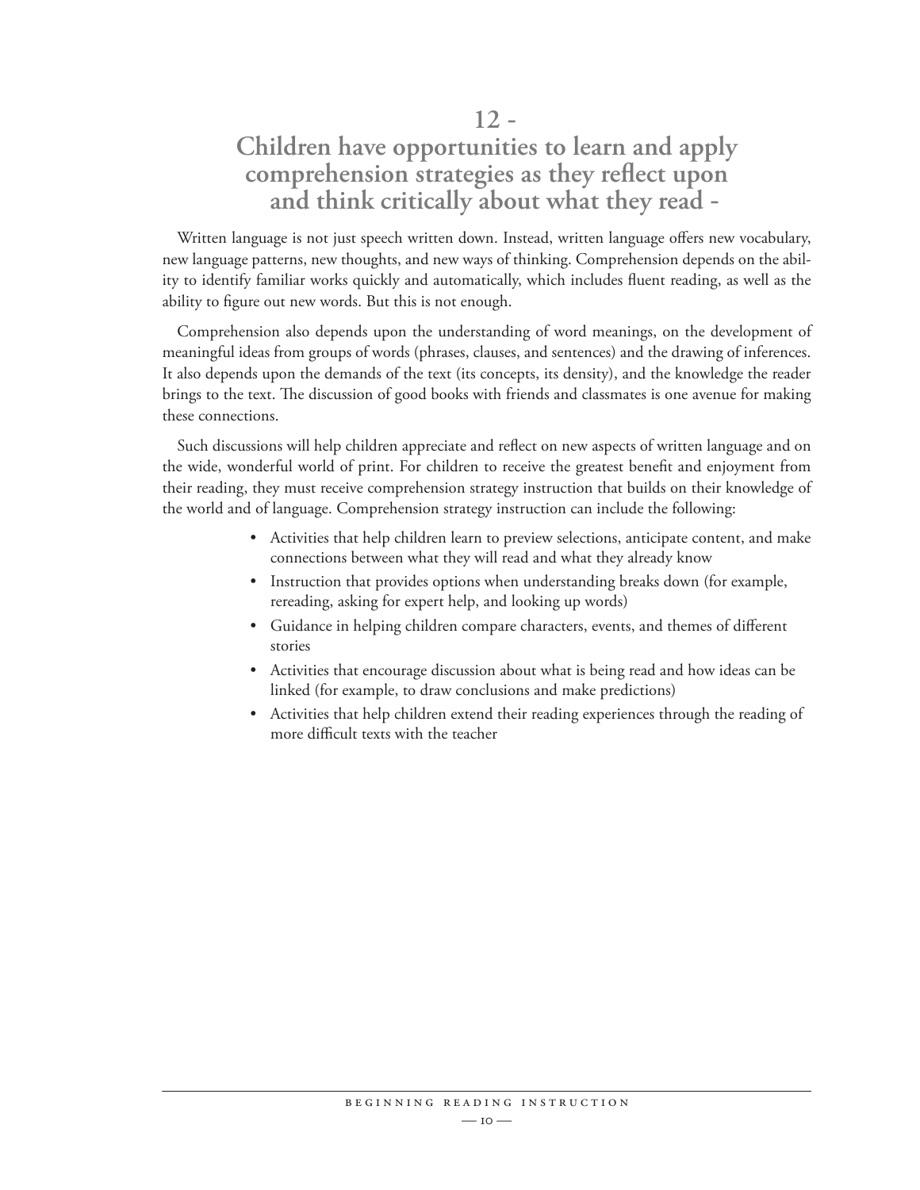# 12 - Children have opportunities to learn and apply comprehension strategies as they reflect upon and think critically about what they read -

Written language is not just speech written down. Instead, written language offers new vocabulary, new language patterns, new thoughts, and new ways of thinking. Comprehension depends on the ability to identify familiar works quickly and automatically, which includes fluent reading, as well as the ability to figure out new words. But this is not enough.

Comprehension also depends upon the understanding of word meanings, on the development of meaningful ideas from groups of words (phrases, clauses, and sentences) and the drawing of inferences. It also depends upon the demands of the text (its concepts, its density), and the knowledge the reader brings to the text. The discussion of good books with friends and classmates is one avenue for making these connections.

Such discussions will help children appreciate and reflect on new aspects of written language and on the wide, wonderful world of print. For children to receive the greatest benefit and enjoyment from their reading, they must receive comprehension strategy instruction that builds on their knowledge of the world and of language. Comprehension strategy instruction can include the following:

- Activities that help children learn to preview selections, anticipate content, and make connections between what they will read and what they already know
- Instruction that provides options when understanding breaks down (for example, rereading, asking for expert help, and looking up words)
- Guidance in helping children compare characters, events, and themes of different stories
- Activities that encourage discussion about what is being read and how ideas can be linked (for example, to draw conclusions and make predictions)
- Activities that help children extend their reading experiences through the reading of more difficult texts with the teacher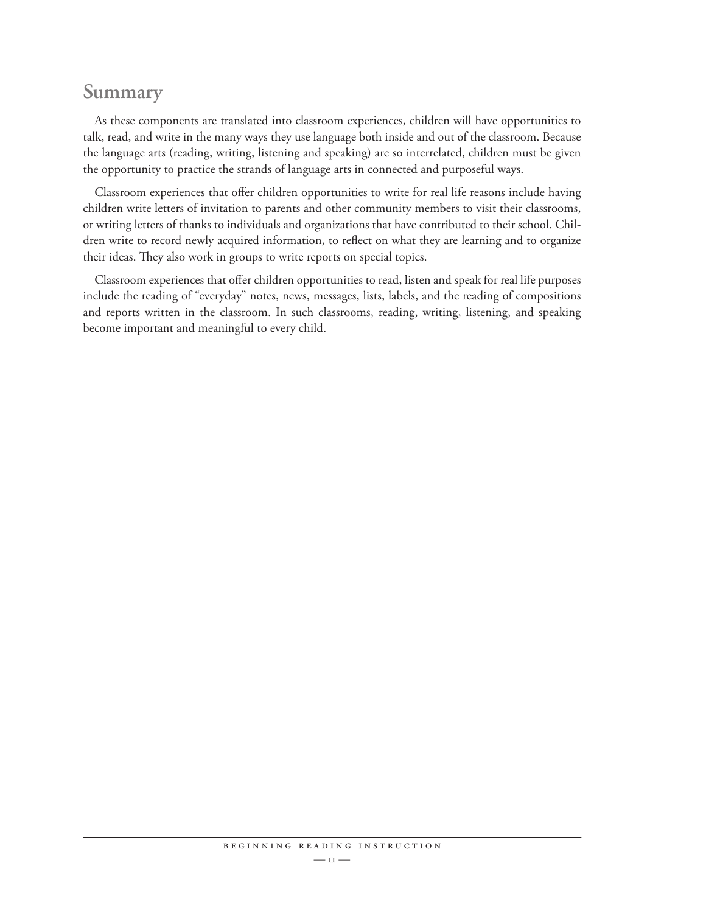## Summary

As these components are translated into classroom experiences, children will have opportunities to talk, read, and write in the many ways they use language both inside and out of the classroom. Because the language arts (reading, writing, listening and speaking) are so interrelated, children must be given the opportunity to practice the strands of language arts in connected and purposeful ways.

Classroom experiences that offer children opportunities to write for real life reasons include having children write letters of invitation to parents and other community members to visit their classrooms, or writing letters of thanks to individuals and organizations that have contributed to their school. Children write to record newly acquired information, to reflect on what they are learning and to organize their ideas. They also work in groups to write reports on special topics.

Classroom experiences that offer children opportunities to read, listen and speak for real life purposes include the reading of "everyday" notes, news, messages, lists, labels, and the reading of compositions and reports written in the classroom. In such classrooms, reading, writing, listening, and speaking become important and meaningful to every child.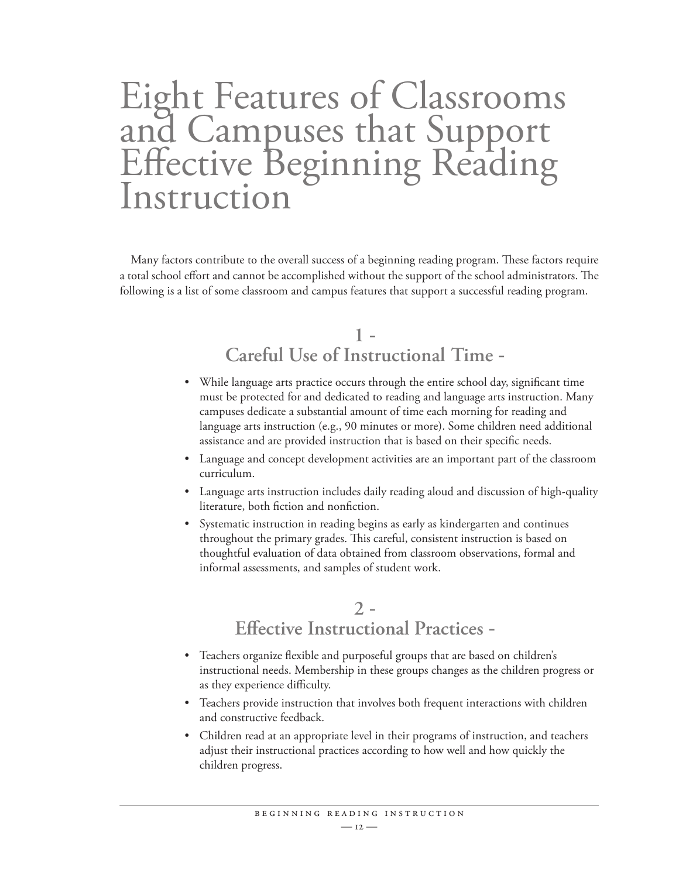# Eight Features of Classrooms and Campuses that Support Effective Beginning Reading Instruction

Many factors contribute to the overall success of a beginning reading program. These factors require a total school effort and cannot be accomplished without the support of the school administrators. The following is a list of some classroom and campus features that support a successful reading program.

## 1 - Careful Use of Instructional Time -

- While language arts practice occurs through the entire school day, significant time must be protected for and dedicated to reading and language arts instruction. Many campuses dedicate a substantial amount of time each morning for reading and language arts instruction (e.g., 90 minutes or more). Some children need additional assistance and are provided instruction that is based on their specific needs.
- Language and concept development activities are an important part of the classroom curriculum.
- Language arts instruction includes daily reading aloud and discussion of high-quality literature, both fiction and nonfiction.
- Systematic instruction in reading begins as early as kindergarten and continues throughout the primary grades. This careful, consistent instruction is based on thoughtful evaluation of data obtained from classroom observations, formal and informal assessments, and samples of student work.

## 2 - Effective Instructional Practices -

- Teachers organize flexible and purposeful groups that are based on children's instructional needs. Membership in these groups changes as the children progress or as they experience difficulty.
- Teachers provide instruction that involves both frequent interactions with children and constructive feedback.
- Children read at an appropriate level in their programs of instruction, and teachers adjust their instructional practices according to how well and how quickly the children progress.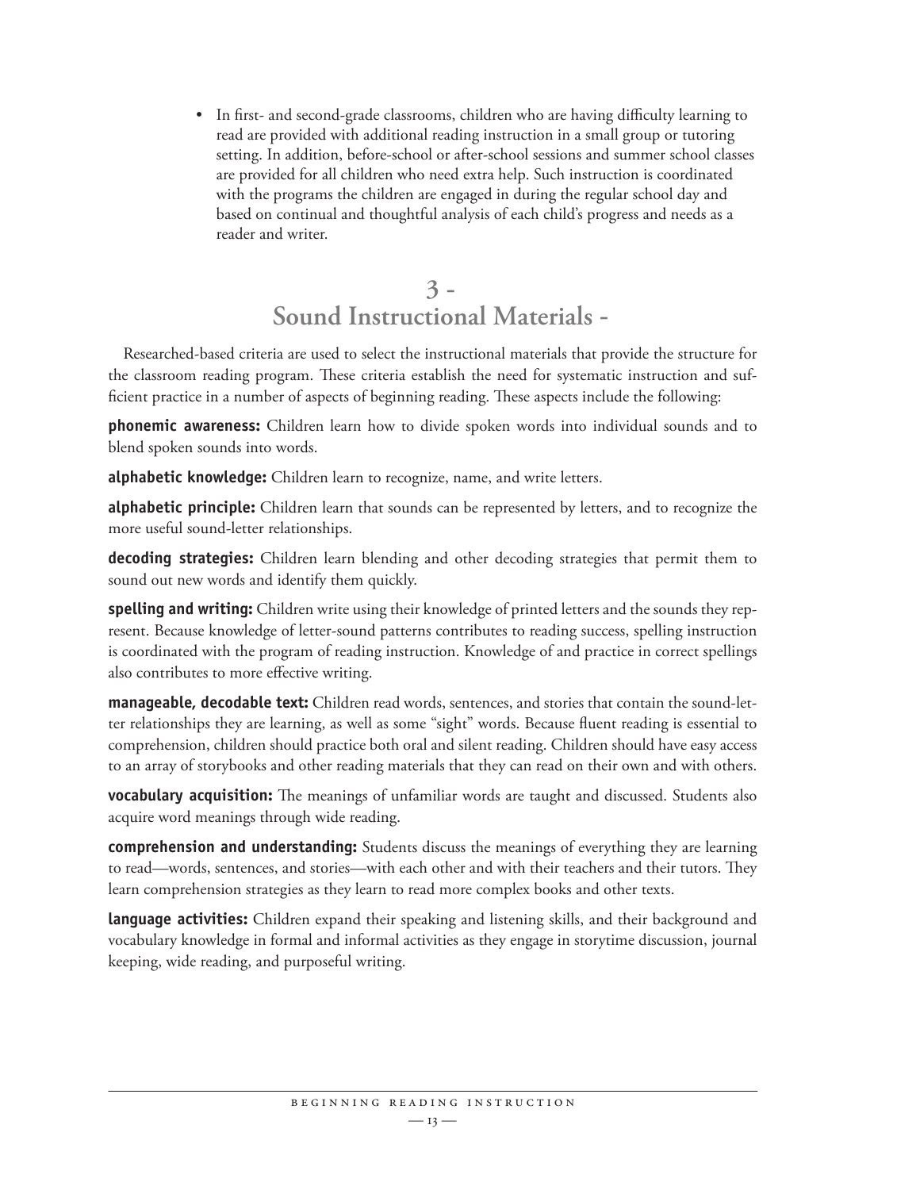- In first- and second-grade classrooms, children who are having difficulty learning to read are provided with additional reading instruction in a small group or tutoring setting. In addition, before-school or after-school sessions and summer school classes are provided for all children who need extra help. Such instruction is coordinated with the programs the children are engaged in during the regular school day and based on continual and thoughtful analysis of each child's progress and needs as a reader and writer.

## 3 -
## Sound Instructional Materials -

Researched-based criteria are used to select the instructional materials that provide the structure for the classroom reading program. These criteria establish the need for systematic instruction and sufficient practice in a number of aspects of beginning reading. These aspects include the following:

**phonemic awareness:** Children learn how to divide spoken words into individual sounds and to blend spoken sounds into words.

**alphabetic knowledge:** Children learn to recognize, name, and write letters.

**alphabetic principle:** Children learn that sounds can be represented by letters, and to recognize the more useful sound-letter relationships.

**decoding strategies:** Children learn blending and other decoding strategies that permit them to sound out new words and identify them quickly.

**spelling and writing:** Children write using their knowledge of printed letters and the sounds they represent. Because knowledge of letter-sound patterns contributes to reading success, spelling instruction is coordinated with the program of reading instruction. Knowledge of and practice in correct spellings also contributes to more effective writing.

**manageable, decodable text:** Children read words, sentences, and stories that contain the sound-letter relationships they are learning, as well as some "sight" words. Because fluent reading is essential to comprehension, children should practice both oral and silent reading. Children should have easy access to an array of storybooks and other reading materials that they can read on their own and with others.

**vocabulary acquisition:** The meanings of unfamiliar words are taught and discussed. Students also acquire word meanings through wide reading.

**comprehension and understanding:** Students discuss the meanings of everything they are learning to read—words, sentences, and stories—with each other and with their teachers and their tutors. They learn comprehension strategies as they learn to read more complex books and other texts.

**language activities:** Children expand their speaking and listening skills, and their background and vocabulary knowledge in formal and informal activities as they engage in storytime discussion, journal keeping, wide reading, and purposeful writing.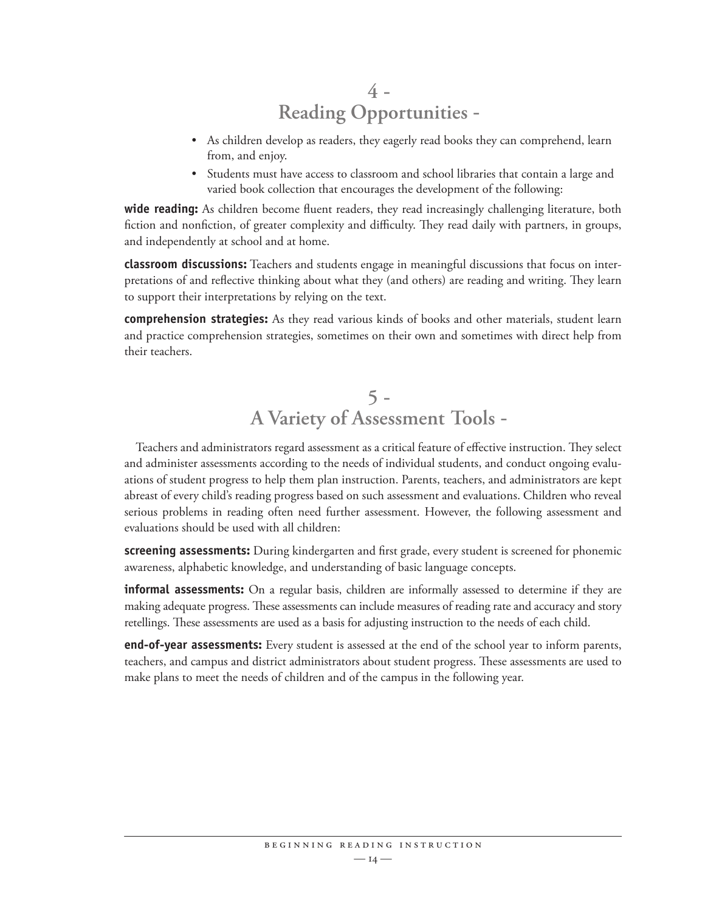## 4 - Reading Opportunities -

- As children develop as readers, they eagerly read books they can comprehend, learn from, and enjoy.
- Students must have access to classroom and school libraries that contain a large and varied book collection that encourages the development of the following:

**wide reading:** As children become fluent readers, they read increasingly challenging literature, both fiction and nonfiction, of greater complexity and difficulty. They read daily with partners, in groups, and independently at school and at home.

**classroom discussions:** Teachers and students engage in meaningful discussions that focus on interpretations of and reflective thinking about what they (and others) are reading and writing. They learn to support their interpretations by relying on the text.

**comprehension strategies:** As they read various kinds of books and other materials, student learn and practice comprehension strategies, sometimes on their own and sometimes with direct help from their teachers.

## 5 - A Variety of Assessment Tools -

Teachers and administrators regard assessment as a critical feature of effective instruction. They select and administer assessments according to the needs of individual students, and conduct ongoing evaluations of student progress to help them plan instruction. Parents, teachers, and administrators are kept abreast of every child's reading progress based on such assessment and evaluations. Children who reveal serious problems in reading often need further assessment. However, the following assessment and evaluations should be used with all children:

**screening assessments:** During kindergarten and first grade, every student is screened for phonemic awareness, alphabetic knowledge, and understanding of basic language concepts.

**informal assessments:** On a regular basis, children are informally assessed to determine if they are making adequate progress. These assessments can include measures of reading rate and accuracy and story retellings. These assessments are used as a basis for adjusting instruction to the needs of each child.

**end-of-year assessments:** Every student is assessed at the end of the school year to inform parents, teachers, and campus and district administrators about student progress. These assessments are used to make plans to meet the needs of children and of the campus in the following year.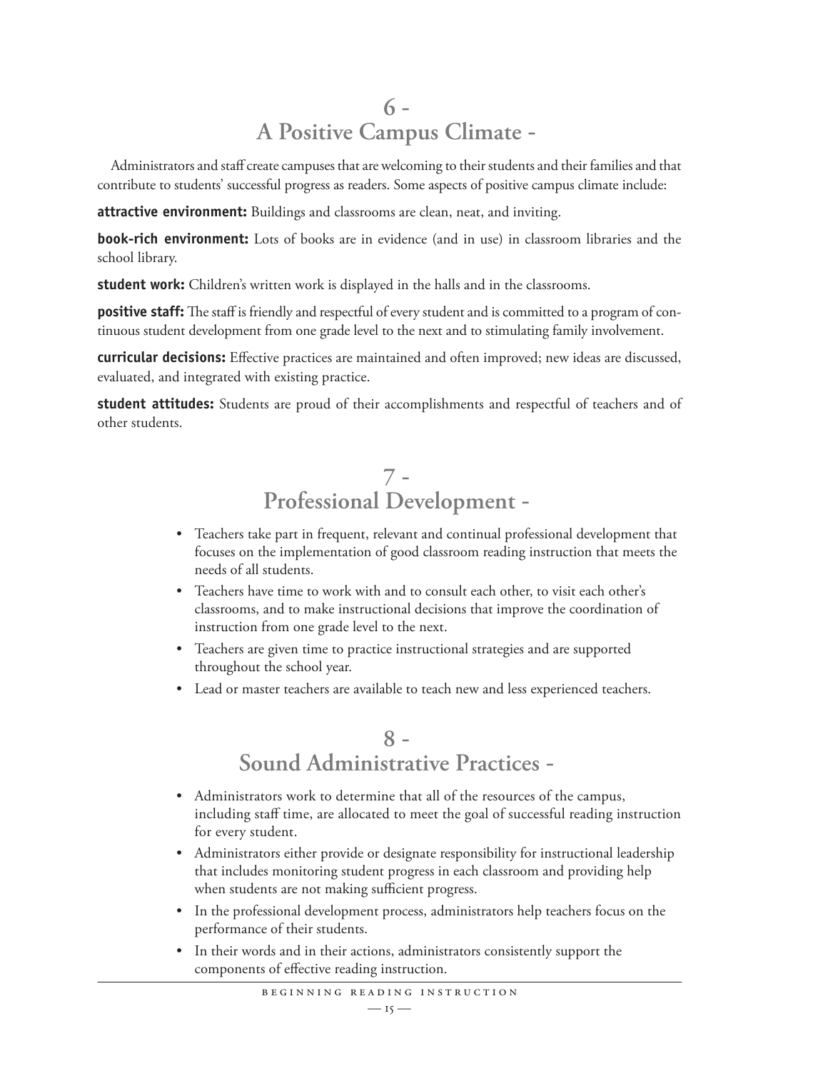## 6 - A Positive Campus Climate -

Administrators and staff create campuses that are welcoming to their students and their families and that contribute to students' successful progress as readers. Some aspects of positive campus climate include:

**attractive environment:** Buildings and classrooms are clean, neat, and inviting.

**book-rich environment:** Lots of books are in evidence (and in use) in classroom libraries and the school library.

**student work:** Children's written work is displayed in the halls and in the classrooms.

**positive staff:** The staff is friendly and respectful of every student and is committed to a program of continuous student development from one grade level to the next and to stimulating family involvement.

**curricular decisions:** Effective practices are maintained and often improved; new ideas are discussed, evaluated, and integrated with existing practice.

**student attitudes:** Students are proud of their accomplishments and respectful of teachers and of other students.

## 7 - Professional Development -

- Teachers take part in frequent, relevant and continual professional development that focuses on the implementation of good classroom reading instruction that meets the needs of all students.
- Teachers have time to work with and to consult each other, to visit each other's classrooms, and to make instructional decisions that improve the coordination of instruction from one grade level to the next.
- Teachers are given time to practice instructional strategies and are supported throughout the school year.
- Lead or master teachers are available to teach new and less experienced teachers.

## 8 - Sound Administrative Practices -

- Administrators work to determine that all of the resources of the campus, including staff time, are allocated to meet the goal of successful reading instruction for every student.
- Administrators either provide or designate responsibility for instructional leadership that includes monitoring student progress in each classroom and providing help when students are not making sufficient progress.
- In the professional development process, administrators help teachers focus on the performance of their students.
- In their words and in their actions, administrators consistently support the components of effective reading instruction.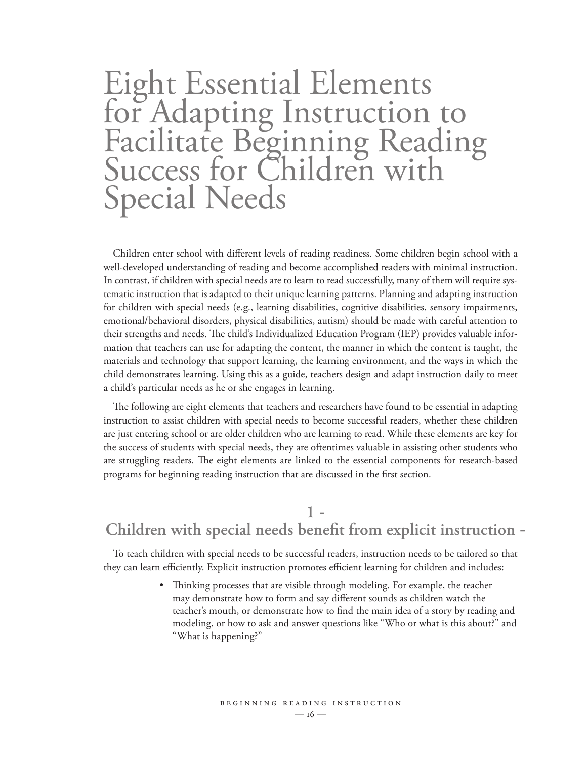# Eight Essential Elements for Adapting Instruction to Facilitate Beginning Reading Success for Children with Special Needs

Children enter school with different levels of reading readiness. Some children begin school with a well-developed understanding of reading and become accomplished readers with minimal instruction. In contrast, if children with special needs are to learn to read successfully, many of them will require systematic instruction that is adapted to their unique learning patterns. Planning and adapting instruction for children with special needs (e.g., learning disabilities, cognitive disabilities, sensory impairments, emotional/behavioral disorders, physical disabilities, autism) should be made with careful attention to their strengths and needs. The child's Individualized Education Program (IEP) provides valuable information that teachers can use for adapting the content, the manner in which the content is taught, the materials and technology that support learning, the learning environment, and the ways in which the child demonstrates learning. Using this as a guide, teachers design and adapt instruction daily to meet a child's particular needs as he or she engages in learning.

The following are eight elements that teachers and researchers have found to be essential in adapting instruction to assist children with special needs to become successful readers, whether these children are just entering school or are older children who are learning to read. While these elements are key for the success of students with special needs, they are oftentimes valuable in assisting other students who are struggling readers. The eight elements are linked to the essential components for research-based programs for beginning reading instruction that are discussed in the first section.

## 1 - Children with special needs benefit from explicit instruction -

To teach children with special needs to be successful readers, instruction needs to be tailored so that they can learn efficiently. Explicit instruction promotes efficient learning for children and includes:

- Thinking processes that are visible through modeling. For example, the teacher may demonstrate how to form and say different sounds as children watch the teacher's mouth, or demonstrate how to find the main idea of a story by reading and modeling, or how to ask and answer questions like "Who or what is this about?" and "What is happening?"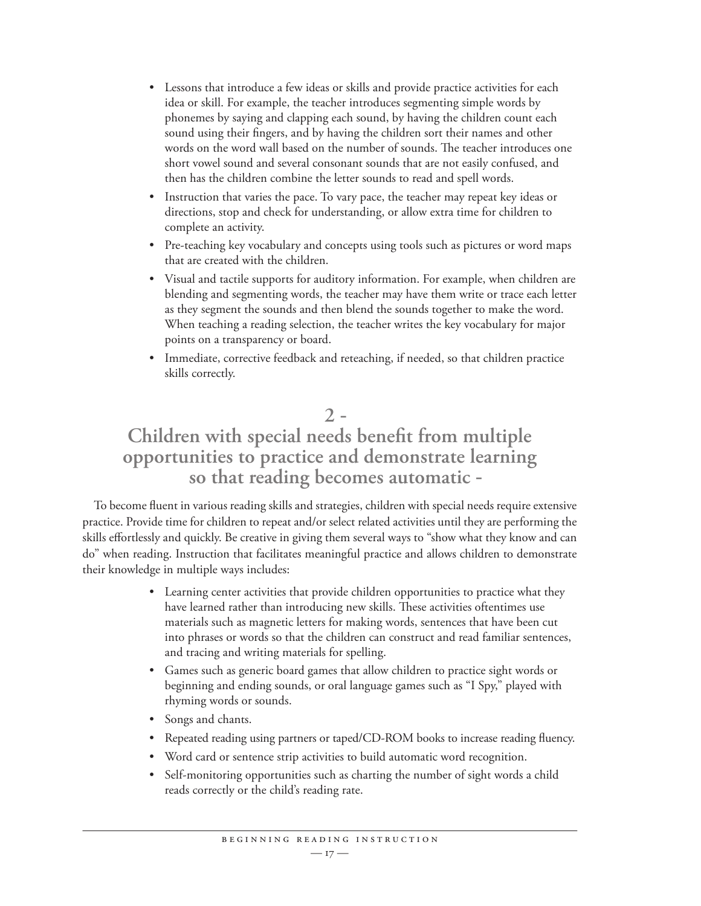- Lessons that introduce a few ideas or skills and provide practice activities for each idea or skill. For example, the teacher introduces segmenting simple words by phonemes by saying and clapping each sound, by having the children count each sound using their fingers, and by having the children sort their names and other words on the word wall based on the number of sounds. The teacher introduces one short vowel sound and several consonant sounds that are not easily confused, and then has the children combine the letter sounds to read and spell words.
- Instruction that varies the pace. To vary pace, the teacher may repeat key ideas or directions, stop and check for understanding, or allow extra time for children to complete an activity.
- Pre-teaching key vocabulary and concepts using tools such as pictures or word maps that are created with the children.
- Visual and tactile supports for auditory information. For example, when children are blending and segmenting words, the teacher may have them write or trace each letter as they segment the sounds and then blend the sounds together to make the word. When teaching a reading selection, the teacher writes the key vocabulary for major points on a transparency or board.
- Immediate, corrective feedback and reteaching, if needed, so that children practice skills correctly.

## 2 - Children with special needs benefit from multiple opportunities to practice and demonstrate learning so that reading becomes automatic -

To become fluent in various reading skills and strategies, children with special needs require extensive practice. Provide time for children to repeat and/or select related activities until they are performing the skills effortlessly and quickly. Be creative in giving them several ways to "show what they know and can do" when reading. Instruction that facilitates meaningful practice and allows children to demonstrate their knowledge in multiple ways includes:

- Learning center activities that provide children opportunities to practice what they have learned rather than introducing new skills. These activities oftentimes use materials such as magnetic letters for making words, sentences that have been cut into phrases or words so that the children can construct and read familiar sentences, and tracing and writing materials for spelling.
- Games such as generic board games that allow children to practice sight words or beginning and ending sounds, or oral language games such as "I Spy," played with rhyming words or sounds.
- Songs and chants.
- Repeated reading using partners or taped/CD-ROM books to increase reading fluency.
- Word card or sentence strip activities to build automatic word recognition.
- Self-monitoring opportunities such as charting the number of sight words a child reads correctly or the child's reading rate.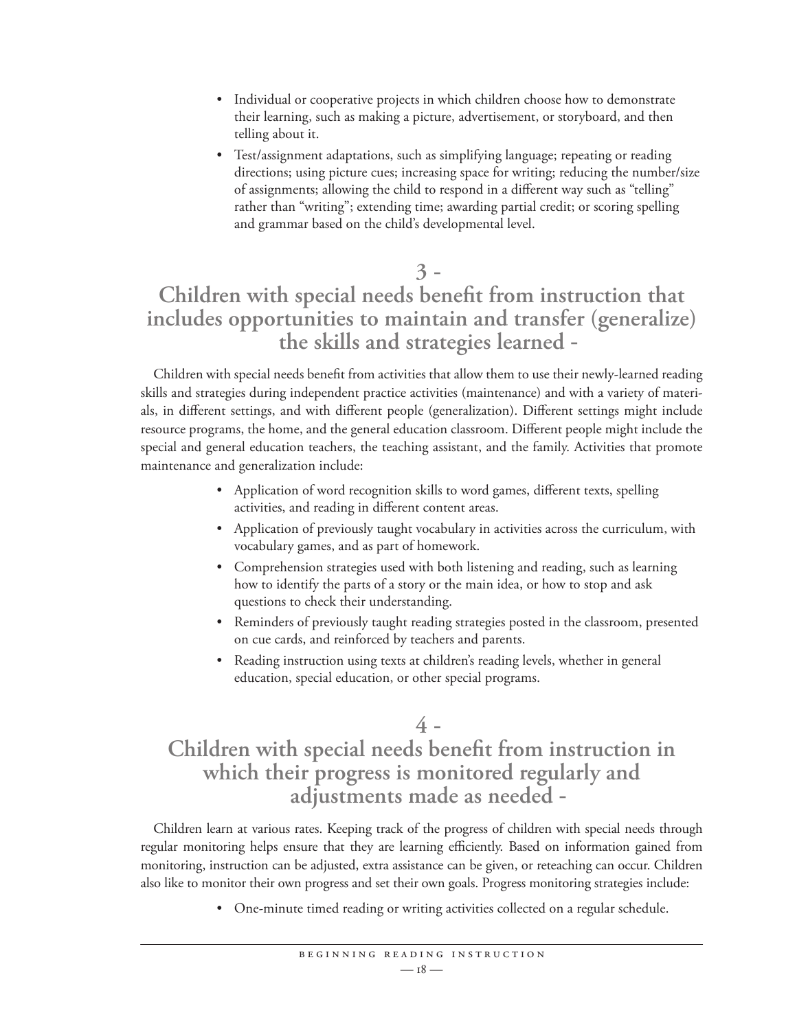- Individual or cooperative projects in which children choose how to demonstrate their learning, such as making a picture, advertisement, or storyboard, and then telling about it.
- Test/assignment adaptations, such as simplifying language; repeating or reading directions; using picture cues; increasing space for writing; reducing the number/size of assignments; allowing the child to respond in a different way such as "telling" rather than "writing"; extending time; awarding partial credit; or scoring spelling and grammar based on the child's developmental level.

## 3 - Children with special needs benefit from instruction that includes opportunities to maintain and transfer (generalize) the skills and strategies learned -

Children with special needs benefit from activities that allow them to use their newly-learned reading skills and strategies during independent practice activities (maintenance) and with a variety of materials, in different settings, and with different people (generalization). Different settings might include resource programs, the home, and the general education classroom. Different people might include the special and general education teachers, the teaching assistant, and the family. Activities that promote maintenance and generalization include:

- Application of word recognition skills to word games, different texts, spelling activities, and reading in different content areas.
- Application of previously taught vocabulary in activities across the curriculum, with vocabulary games, and as part of homework.
- Comprehension strategies used with both listening and reading, such as learning how to identify the parts of a story or the main idea, or how to stop and ask questions to check their understanding.
- Reminders of previously taught reading strategies posted in the classroom, presented on cue cards, and reinforced by teachers and parents.
- Reading instruction using texts at children's reading levels, whether in general education, special education, or other special programs.

## 4 - Children with special needs benefit from instruction in which their progress is monitored regularly and adjustments made as needed -

Children learn at various rates. Keeping track of the progress of children with special needs through regular monitoring helps ensure that they are learning efficiently. Based on information gained from monitoring, instruction can be adjusted, extra assistance can be given, or reteaching can occur. Children also like to monitor their own progress and set their own goals. Progress monitoring strategies include:

- One-minute timed reading or writing activities collected on a regular schedule.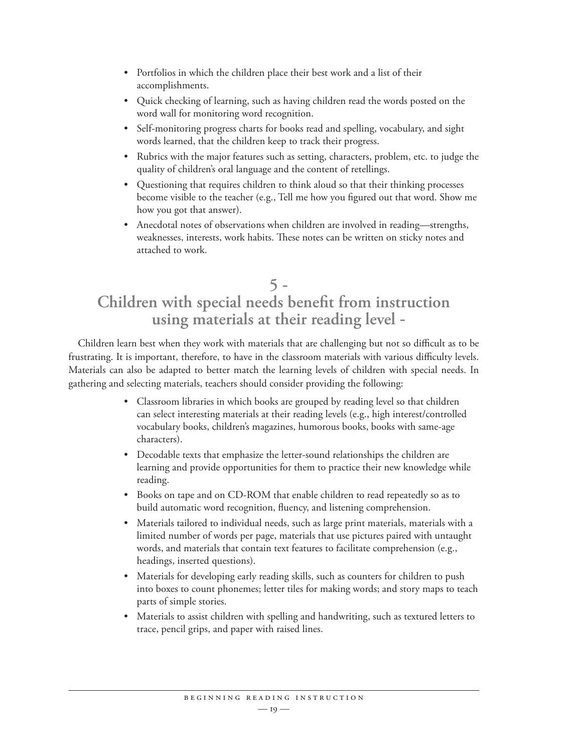- Portfolios in which the children place their best work and a list of their accomplishments.
- Quick checking of learning, such as having children read the words posted on the word wall for monitoring word recognition.
- Self-monitoring progress charts for books read and spelling, vocabulary, and sight words learned, that the children keep to track their progress.
- Rubrics with the major features such as setting, characters, problem, etc. to judge the quality of children's oral language and the content of retellings.
- Questioning that requires children to think aloud so that their thinking processes become visible to the teacher (e.g., Tell me how you figured out that word. Show me how you got that answer).
- Anecdotal notes of observations when children are involved in reading—strengths, weaknesses, interests, work habits. These notes can be written on sticky notes and attached to work.

## 5 - Children with special needs benefit from instruction using materials at their reading level -

Children learn best when they work with materials that are challenging but not so difficult as to be frustrating. It is important, therefore, to have in the classroom materials with various difficulty levels. Materials can also be adapted to better match the learning levels of children with special needs. In gathering and selecting materials, teachers should consider providing the following:

- Classroom libraries in which books are grouped by reading level so that children can select interesting materials at their reading levels (e.g., high interest/controlled vocabulary books, children's magazines, humorous books, books with same-age characters).
- Decodable texts that emphasize the letter-sound relationships the children are learning and provide opportunities for them to practice their new knowledge while reading.
- Books on tape and on CD-ROM that enable children to read repeatedly so as to build automatic word recognition, fluency, and listening comprehension.
- Materials tailored to individual needs, such as large print materials, materials with a limited number of words per page, materials that use pictures paired with untaught words, and materials that contain text features to facilitate comprehension (e.g., headings, inserted questions).
- Materials for developing early reading skills, such as counters for children to push into boxes to count phonemes; letter tiles for making words; and story maps to teach parts of simple stories.
- Materials to assist children with spelling and handwriting, such as textured letters to trace, pencil grips, and paper with raised lines.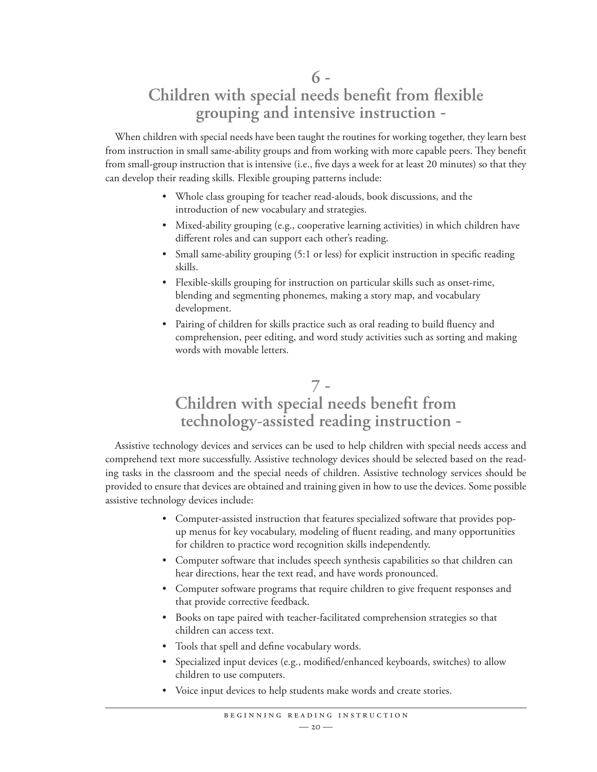## 6 - Children with special needs benefit from flexible grouping and intensive instruction -

When children with special needs have been taught the routines for working together, they learn best from instruction in small same-ability groups and from working with more capable peers. They benefit from small-group instruction that is intensive (i.e., five days a week for at least 20 minutes) so that they can develop their reading skills. Flexible grouping patterns include:

- Whole class grouping for teacher read-alouds, book discussions, and the introduction of new vocabulary and strategies.
- Mixed-ability grouping (e.g., cooperative learning activities) in which children have different roles and can support each other's reading.
- Small same-ability grouping (5:1 or less) for explicit instruction in specific reading skills.
- Flexible-skills grouping for instruction on particular skills such as onset-rime, blending and segmenting phonemes, making a story map, and vocabulary development.
- Pairing of children for skills practice such as oral reading to build fluency and comprehension, peer editing, and word study activities such as sorting and making words with movable letters.

## 7 - Children with special needs benefit from technology-assisted reading instruction -

Assistive technology devices and services can be used to help children with special needs access and comprehend text more successfully. Assistive technology devices should be selected based on the reading tasks in the classroom and the special needs of children. Assistive technology services should be provided to ensure that devices are obtained and training given in how to use the devices. Some possible assistive technology devices include:

- Computer-assisted instruction that features specialized software that provides pop-up menus for key vocabulary, modeling of fluent reading, and many opportunities for children to practice word recognition skills independently.
- Computer software that includes speech synthesis capabilities so that children can hear directions, hear the text read, and have words pronounced.
- Computer software programs that require children to give frequent responses and that provide corrective feedback.
- Books on tape paired with teacher-facilitated comprehension strategies so that children can access text.
- Tools that spell and define vocabulary words.
- Specialized input devices (e.g., modified/enhanced keyboards, switches) to allow children to use computers.
- Voice input devices to help students make words and create stories.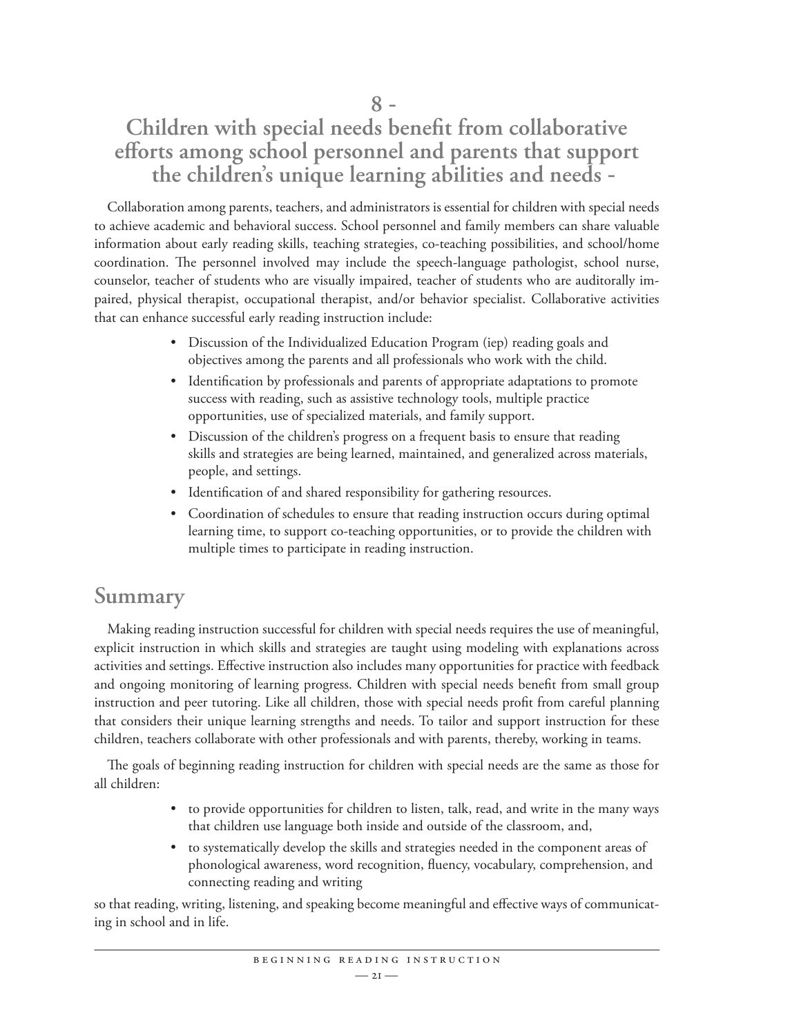## 8 - Children with special needs benefit from collaborative efforts among school personnel and parents that support the children's unique learning abilities and needs -

Collaboration among parents, teachers, and administrators is essential for children with special needs to achieve academic and behavioral success. School personnel and family members can share valuable information about early reading skills, teaching strategies, co-teaching possibilities, and school/home coordination. The personnel involved may include the speech-language pathologist, school nurse, counselor, teacher of students who are visually impaired, teacher of students who are auditorally impaired, physical therapist, occupational therapist, and/or behavior specialist. Collaborative activities that can enhance successful early reading instruction include:

- Discussion of the Individualized Education Program (iep) reading goals and objectives among the parents and all professionals who work with the child.
- Identification by professionals and parents of appropriate adaptations to promote success with reading, such as assistive technology tools, multiple practice opportunities, use of specialized materials, and family support.
- Discussion of the children's progress on a frequent basis to ensure that reading skills and strategies are being learned, maintained, and generalized across materials, people, and settings.
- Identification of and shared responsibility for gathering resources.
- Coordination of schedules to ensure that reading instruction occurs during optimal learning time, to support co-teaching opportunities, or to provide the children with multiple times to participate in reading instruction.

## Summary

Making reading instruction successful for children with special needs requires the use of meaningful, explicit instruction in which skills and strategies are taught using modeling with explanations across activities and settings. Effective instruction also includes many opportunities for practice with feedback and ongoing monitoring of learning progress. Children with special needs benefit from small group instruction and peer tutoring. Like all children, those with special needs profit from careful planning that considers their unique learning strengths and needs. To tailor and support instruction for these children, teachers collaborate with other professionals and with parents, thereby, working in teams.

The goals of beginning reading instruction for children with special needs are the same as those for all children:

- to provide opportunities for children to listen, talk, read, and write in the many ways that children use language both inside and outside of the classroom, and,
- to systematically develop the skills and strategies needed in the component areas of phonological awareness, word recognition, fluency, vocabulary, comprehension, and connecting reading and writing

so that reading, writing, listening, and speaking become meaningful and effective ways of communicating in school and in life.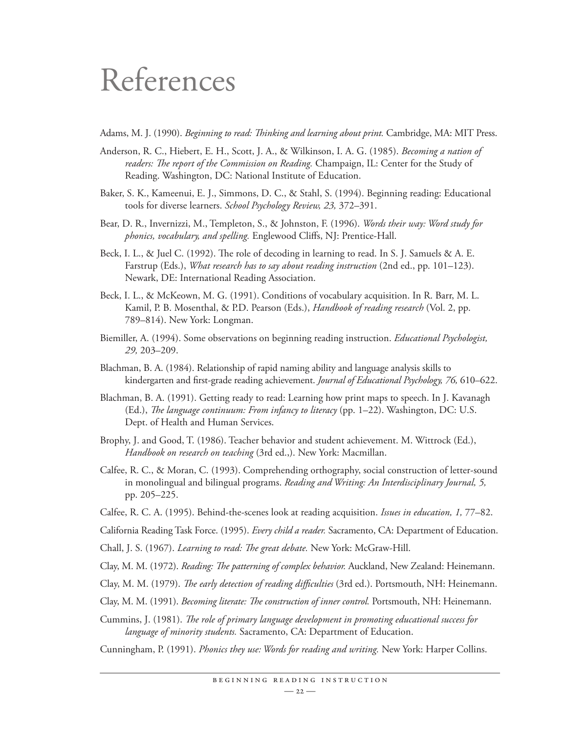# References

Adams, M. J. (1990). *Beginning to read: Thinking and learning about print.* Cambridge, MA: MIT Press.

Anderson, R. C., Hiebert, E. H., Scott, J. A., & Wilkinson, I. A. G. (1985). *Becoming a nation of readers: The report of the Commission on Reading.* Champaign, IL: Center for the Study of Reading. Washington, DC: National Institute of Education.

Baker, S. K., Kameenui, E. J., Simmons, D. C., & Stahl, S. (1994). Beginning reading: Educational tools for diverse learners. *School Psychology Review, 23,* 372–391.

Bear, D. R., Invernizzi, M., Templeton, S., & Johnston, F. (1996). *Words their way: Word study for phonics, vocabulary, and spelling.* Englewood Cliffs, NJ: Prentice-Hall.

Beck, I. L., & Juel C. (1992). The role of decoding in learning to read. In S. J. Samuels & A. E. Farstrup (Eds.), *What research has to say about reading instruction* (2nd ed., pp. 101–123). Newark, DE: International Reading Association.

Beck, I. L., & McKeown, M. G. (1991). Conditions of vocabulary acquisition. In R. Barr, M. L. Kamil, P. B. Mosenthal, & P.D. Pearson (Eds.), *Handbook of reading research* (Vol. 2, pp. 789–814). New York: Longman.

Biemiller, A. (1994). Some observations on beginning reading instruction. *Educational Psychologist, 29,* 203–209.

Blachman, B. A. (1984). Relationship of rapid naming ability and language analysis skills to kindergarten and first-grade reading achievement. *Journal of Educational Psychology, 76,* 610–622.

Blachman, B. A. (1991). Getting ready to read: Learning how print maps to speech. In J. Kavanagh (Ed.), *The language continuum: From infancy to literacy* (pp. 1–22). Washington, DC: U.S. Dept. of Health and Human Services.

Brophy, J. and Good, T. (1986). Teacher behavior and student achievement. M. Wittrock (Ed.), *Handbook on research on teaching* (3rd ed.,). New York: Macmillan.

Calfee, R. C., & Moran, C. (1993). Comprehending orthography, social construction of letter-sound in monolingual and bilingual programs. *Reading and Writing: An Interdisciplinary Journal, 5,* pp. 205–225.

Calfee, R. C. A. (1995). Behind-the-scenes look at reading acquisition. *Issues in education, 1,* 77–82.

California Reading Task Force. (1995). *Every child a reader.* Sacramento, CA: Department of Education.

Chall, J. S. (1967). *Learning to read: The great debate.* New York: McGraw-Hill.

Clay, M. M. (1972). *Reading: The patterning of complex behavior.* Auckland, New Zealand: Heinemann.

Clay, M. M. (1979). *The early detection of reading difficulties* (3rd ed.). Portsmouth, NH: Heinemann.

Clay, M. M. (1991). *Becoming literate: The construction of inner control.* Portsmouth, NH: Heinemann.

Cummins, J. (1981). *The role of primary language development in promoting educational success for language of minority students.* Sacramento, CA: Department of Education.

Cunningham, P. (1991). *Phonics they use: Words for reading and writing.* New York: Harper Collins.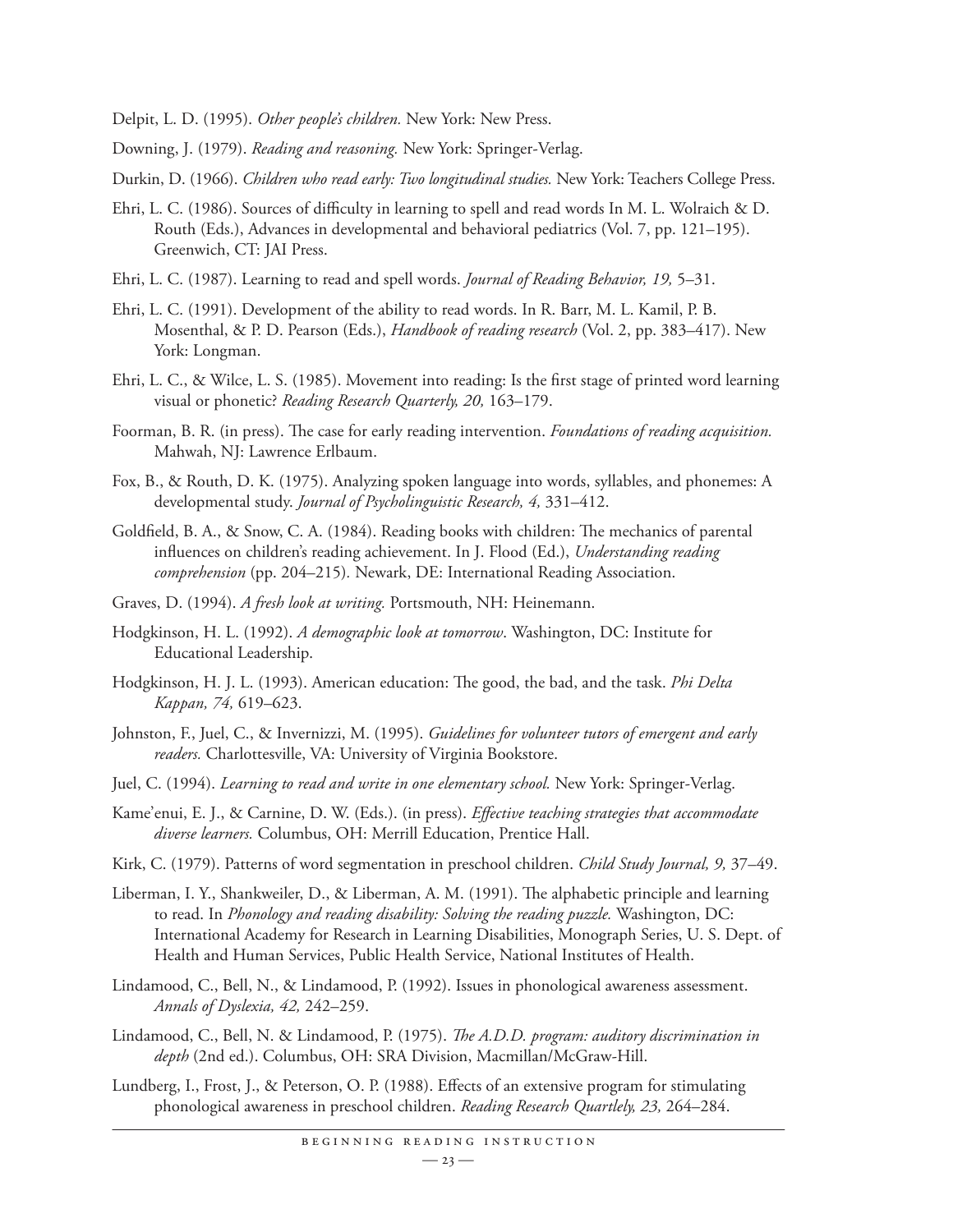Delpit, L. D. (1995). *Other people's children.* New York: New Press.

Downing, J. (1979). *Reading and reasoning.* New York: Springer-Verlag.

Durkin, D. (1966). *Children who read early: Two longitudinal studies.* New York: Teachers College Press.

Ehri, L. C. (1986). Sources of difficulty in learning to spell and read words In M. L. Wolraich & D. Routh (Eds.), Advances in developmental and behavioral pediatrics (Vol. 7, pp. 121–195). Greenwich, CT: JAI Press.

Ehri, L. C. (1987). Learning to read and spell words. *Journal of Reading Behavior, 19,* 5–31.

Ehri, L. C. (1991). Development of the ability to read words. In R. Barr, M. L. Kamil, P. B. Mosenthal, & P. D. Pearson (Eds.), *Handbook of reading research* (Vol. 2, pp. 383–417). New York: Longman.

Ehri, L. C., & Wilce, L. S. (1985). Movement into reading: Is the first stage of printed word learning visual or phonetic? *Reading Research Quarterly, 20,* 163–179.

Foorman, B. R. (in press). The case for early reading intervention. *Foundations of reading acquisition.* Mahwah, NJ: Lawrence Erlbaum.

Fox, B., & Routh, D. K. (1975). Analyzing spoken language into words, syllables, and phonemes: A developmental study. *Journal of Psycholinguistic Research, 4,* 331–412.

Goldfield, B. A., & Snow, C. A. (1984). Reading books with children: The mechanics of parental influences on children's reading achievement. In J. Flood (Ed.), *Understanding reading comprehension* (pp. 204–215). Newark, DE: International Reading Association.

Graves, D. (1994). *A fresh look at writing.* Portsmouth, NH: Heinemann.

Hodgkinson, H. L. (1992). *A demographic look at tomorrow*. Washington, DC: Institute for Educational Leadership.

Hodgkinson, H. J. L. (1993). American education: The good, the bad, and the task. *Phi Delta Kappan, 74,* 619–623.

Johnston, F., Juel, C., & Invernizzi, M. (1995). *Guidelines for volunteer tutors of emergent and early readers.* Charlottesville, VA: University of Virginia Bookstore.

Juel, C. (1994). *Learning to read and write in one elementary school.* New York: Springer-Verlag.

Kame'enui, E. J., & Carnine, D. W. (Eds.). (in press). *Effective teaching strategies that accommodate diverse learners.* Columbus, OH: Merrill Education, Prentice Hall.

Kirk, C. (1979). Patterns of word segmentation in preschool children. *Child Study Journal, 9,* 37–49.

Liberman, I. Y., Shankweiler, D., & Liberman, A. M. (1991). The alphabetic principle and learning to read. In *Phonology and reading disability: Solving the reading puzzle.* Washington, DC: International Academy for Research in Learning Disabilities, Monograph Series, U. S. Dept. of Health and Human Services, Public Health Service, National Institutes of Health.

Lindamood, C., Bell, N., & Lindamood, P. (1992). Issues in phonological awareness assessment. *Annals of Dyslexia, 42,* 242–259.

Lindamood, C., Bell, N. & Lindamood, P. (1975). *The A.D.D. program: auditory discrimination in depth* (2nd ed.). Columbus, OH: SRA Division, Macmillan/McGraw-Hill.

Lundberg, I., Frost, J., & Peterson, O. P. (1988). Effects of an extensive program for stimulating phonological awareness in preschool children. *Reading Research Quartlely, 23,* 264–284.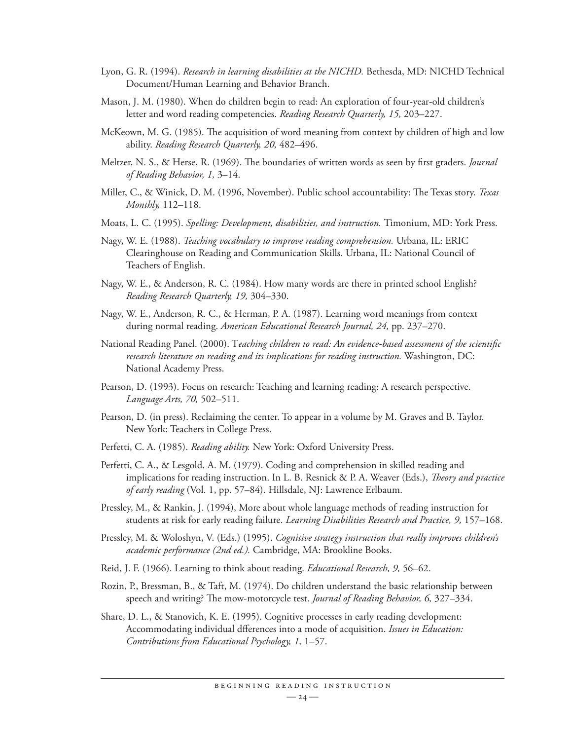Lyon, G. R. (1994). *Research in learning disabilities at the NICHD.* Bethesda, MD: NICHD Technical Document/Human Learning and Behavior Branch.

Mason, J. M. (1980). When do children begin to read: An exploration of four-year-old children's letter and word reading competencies. *Reading Research Quarterly, 15,* 203–227.

McKeown, M. G. (1985). The acquisition of word meaning from context by children of high and low ability. *Reading Research Quarterly, 20,* 482–496.

Meltzer, N. S., & Herse, R. (1969). The boundaries of written words as seen by first graders. *Journal of Reading Behavior, 1,* 3–14.

Miller, C., & Winick, D. M. (1996, November). Public school accountability: The Texas story. *Texas Monthly,* 112–118.

Moats, L. C. (1995). *Spelling: Development, disabilities, and instruction.* Timonium, MD: York Press.

Nagy, W. E. (1988). *Teaching vocabulary to improve reading comprehension.* Urbana, IL: ERIC Clearinghouse on Reading and Communication Skills. Urbana, IL: National Council of Teachers of English.

Nagy, W. E., & Anderson, R. C. (1984). How many words are there in printed school English? *Reading Research Quarterly, 19,* 304–330.

Nagy, W. E., Anderson, R. C., & Herman, P. A. (1987). Learning word meanings from context during normal reading. *American Educational Research Journal, 24,* pp. 237–270.

National Reading Panel. (2000). T*eaching children to read: An evidence-based assessment of the scientific research literature on reading and its implications for reading instruction.* Washington, DC: National Academy Press.

Pearson, D. (1993). Focus on research: Teaching and learning reading: A research perspective. *Language Arts, 70,* 502–511.

Pearson, D. (in press). Reclaiming the center. To appear in a volume by M. Graves and B. Taylor. New York: Teachers in College Press.

Perfetti, C. A. (1985). *Reading ability.* New York: Oxford University Press.

Perfetti, C. A., & Lesgold, A. M. (1979). Coding and comprehension in skilled reading and implications for reading instruction. In L. B. Resnick & P. A. Weaver (Eds.), *Theory and practice of early reading* (Vol. 1, pp. 57–84). Hillsdale, NJ: Lawrence Erlbaum.

Pressley, M., & Rankin, J. (1994), More about whole language methods of reading instruction for students at risk for early reading failure. *Learning Disabilities Research and Practice, 9,* 157–168.

Pressley, M. & Woloshyn, V. (Eds.) (1995). *Cognitive strategy instruction that really improves children's academic performance (2nd ed.).* Cambridge, MA: Brookline Books.

Reid, J. F. (1966). Learning to think about reading. *Educational Research, 9,* 56–62.

Rozin, P., Bressman, B., & Taft, M. (1974). Do children understand the basic relationship between speech and writing? The mow-motorcycle test. *Journal of Reading Behavior, 6,* 327–334.

Share, D. L., & Stanovich, K. E. (1995). Cognitive processes in early reading development: Accommodating individual dfferences into a mode of acquisition. *Issues in Education: Contributions from Educational Psychology, 1,* 1–57.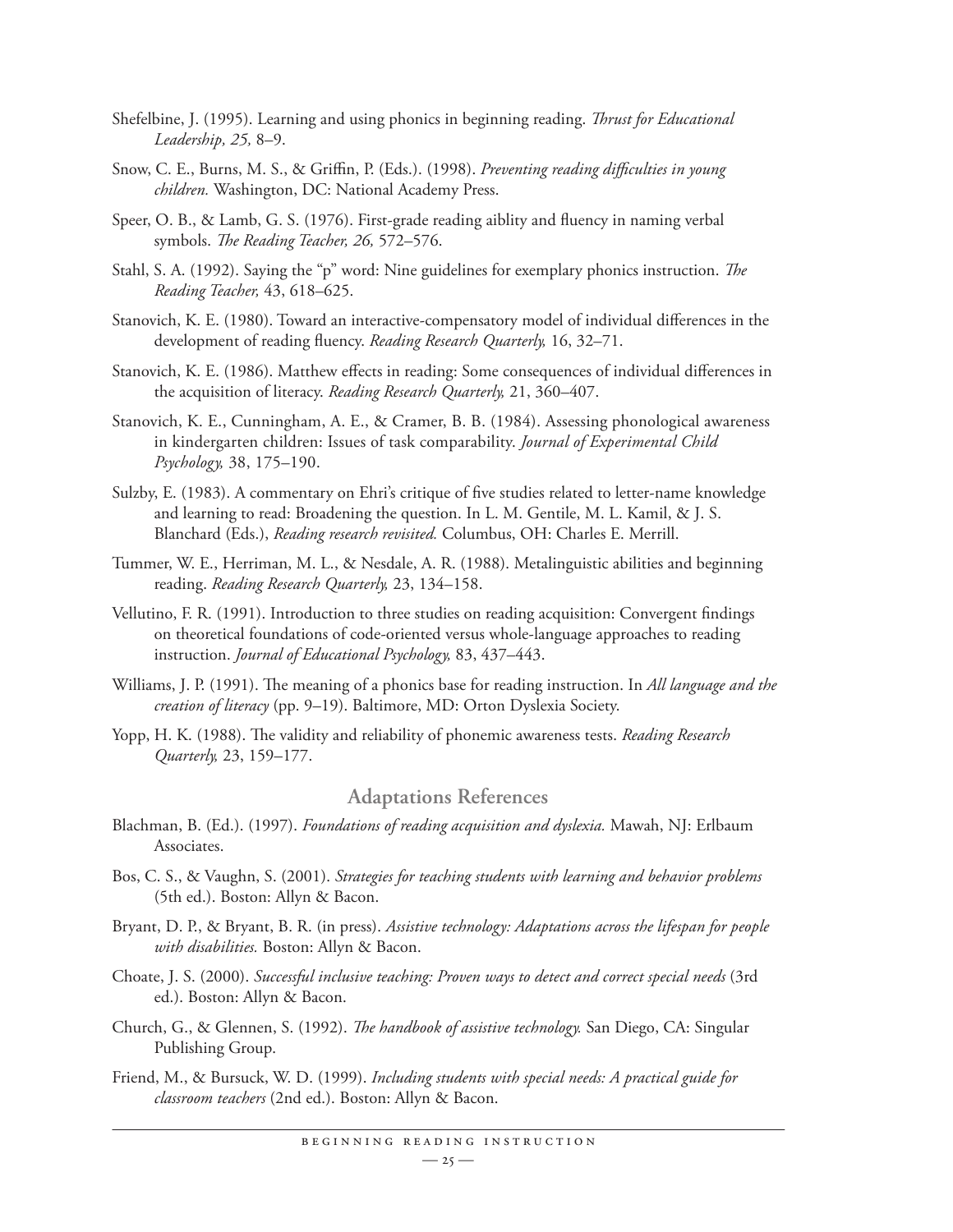Shefelbine, J. (1995). Learning and using phonics in beginning reading. *Thrust for Educational Leadership, 25,* 8–9.

Snow, C. E., Burns, M. S., & Griffin, P. (Eds.). (1998). *Preventing reading difficulties in young children.* Washington, DC: National Academy Press.

Speer, O. B., & Lamb, G. S. (1976). First-grade reading aiblity and fluency in naming verbal symbols. *The Reading Teacher, 26,* 572–576.

Stahl, S. A. (1992). Saying the "p" word: Nine guidelines for exemplary phonics instruction. *The Reading Teacher,* 43, 618–625.

Stanovich, K. E. (1980). Toward an interactive-compensatory model of individual differences in the development of reading fluency. *Reading Research Quarterly,* 16, 32–71.

Stanovich, K. E. (1986). Matthew effects in reading: Some consequences of individual differences in the acquisition of literacy. *Reading Research Quarterly,* 21, 360–407.

Stanovich, K. E., Cunningham, A. E., & Cramer, B. B. (1984). Assessing phonological awareness in kindergarten children: Issues of task comparability. *Journal of Experimental Child Psychology,* 38, 175–190.

Sulzby, E. (1983). A commentary on Ehri's critique of five studies related to letter-name knowledge and learning to read: Broadening the question. In L. M. Gentile, M. L. Kamil, & J. S. Blanchard (Eds.), *Reading research revisited.* Columbus, OH: Charles E. Merrill.

Tummer, W. E., Herriman, M. L., & Nesdale, A. R. (1988). Metalinguistic abilities and beginning reading. *Reading Research Quarterly,* 23, 134–158.

Vellutino, F. R. (1991). Introduction to three studies on reading acquisition: Convergent findings on theoretical foundations of code-oriented versus whole-language approaches to reading instruction. *Journal of Educational Psychology,* 83, 437–443.

Williams, J. P. (1991). The meaning of a phonics base for reading instruction. In *All language and the creation of literacy* (pp. 9–19). Baltimore, MD: Orton Dyslexia Society.

Yopp, H. K. (1988). The validity and reliability of phonemic awareness tests. *Reading Research Quarterly,* 23, 159–177.

## Adaptations References

Blachman, B. (Ed.). (1997). *Foundations of reading acquisition and dyslexia.* Mawah, NJ: Erlbaum Associates.

Bos, C. S., & Vaughn, S. (2001). *Strategies for teaching students with learning and behavior problems* (5th ed.). Boston: Allyn & Bacon.

Bryant, D. P., & Bryant, B. R. (in press). *Assistive technology: Adaptations across the lifespan for people with disabilities.* Boston: Allyn & Bacon.

Choate, J. S. (2000). *Successful inclusive teaching: Proven ways to detect and correct special needs* (3rd ed.). Boston: Allyn & Bacon.

Church, G., & Glennen, S. (1992). *The handbook of assistive technology.* San Diego, CA: Singular Publishing Group.

Friend, M., & Bursuck, W. D. (1999). *Including students with special needs: A practical guide for classroom teachers* (2nd ed.). Boston: Allyn & Bacon.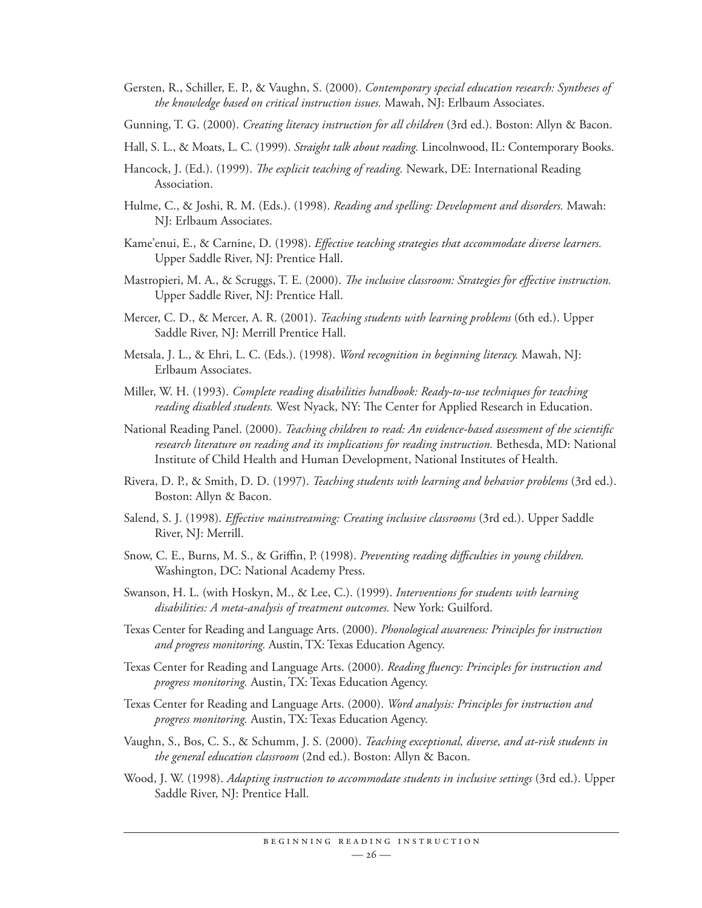Gersten, R., Schiller, E. P., & Vaughn, S. (2000). *Contemporary special education research: Syntheses of the knowledge based on critical instruction issues.* Mawah, NJ: Erlbaum Associates.

Gunning, T. G. (2000). *Creating literacy instruction for all children* (3rd ed.). Boston: Allyn & Bacon.

Hall, S. L., & Moats, L. C. (1999). *Straight talk about reading.* Lincolnwood, IL: Contemporary Books.

Hancock, J. (Ed.). (1999). *The explicit teaching of reading.* Newark, DE: International Reading Association.

Hulme, C., & Joshi, R. M. (Eds.). (1998). *Reading and spelling: Development and disorders.* Mawah: NJ: Erlbaum Associates.

Kame'enui, E., & Carnine, D. (1998). *Effective teaching strategies that accommodate diverse learners.* Upper Saddle River, NJ: Prentice Hall.

Mastropieri, M. A., & Scruggs, T. E. (2000). *The inclusive classroom: Strategies for effective instruction.* Upper Saddle River, NJ: Prentice Hall.

Mercer, C. D., & Mercer, A. R. (2001). *Teaching students with learning problems* (6th ed.). Upper Saddle River, NJ: Merrill Prentice Hall.

Metsala, J. L., & Ehri, L. C. (Eds.). (1998). *Word recognition in beginning literacy.* Mawah, NJ: Erlbaum Associates.

Miller, W. H. (1993). *Complete reading disabilities handbook: Ready-to-use techniques for teaching reading disabled students.* West Nyack, NY: The Center for Applied Research in Education.

National Reading Panel. (2000). *Teaching children to read: An evidence-based assessment of the scientific research literature on reading and its implications for reading instruction.* Bethesda, MD: National Institute of Child Health and Human Development, National Institutes of Health.

Rivera, D. P., & Smith, D. D. (1997). *Teaching students with learning and behavior problems* (3rd ed.). Boston: Allyn & Bacon.

Salend, S. J. (1998). *Effective mainstreaming: Creating inclusive classrooms* (3rd ed.). Upper Saddle River, NJ: Merrill.

Snow, C. E., Burns, M. S., & Griffin, P. (1998). *Preventing reading difficulties in young children.* Washington, DC: National Academy Press.

Swanson, H. L. (with Hoskyn, M., & Lee, C.). (1999). *Interventions for students with learning disabilities: A meta-analysis of treatment outcomes.* New York: Guilford.

Texas Center for Reading and Language Arts. (2000). *Phonological awareness: Principles for instruction and progress monitoring.* Austin, TX: Texas Education Agency.

Texas Center for Reading and Language Arts. (2000). *Reading fluency: Principles for instruction and progress monitoring.* Austin, TX: Texas Education Agency.

Texas Center for Reading and Language Arts. (2000). *Word analysis: Principles for instruction and progress monitoring.* Austin, TX: Texas Education Agency.

Vaughn, S., Bos, C. S., & Schumm, J. S. (2000). *Teaching exceptional, diverse, and at-risk students in the general education classroom* (2nd ed.). Boston: Allyn & Bacon.

Wood, J. W. (1998). *Adapting instruction to accommodate students in inclusive settings* (3rd ed.). Upper Saddle River, NJ: Prentice Hall.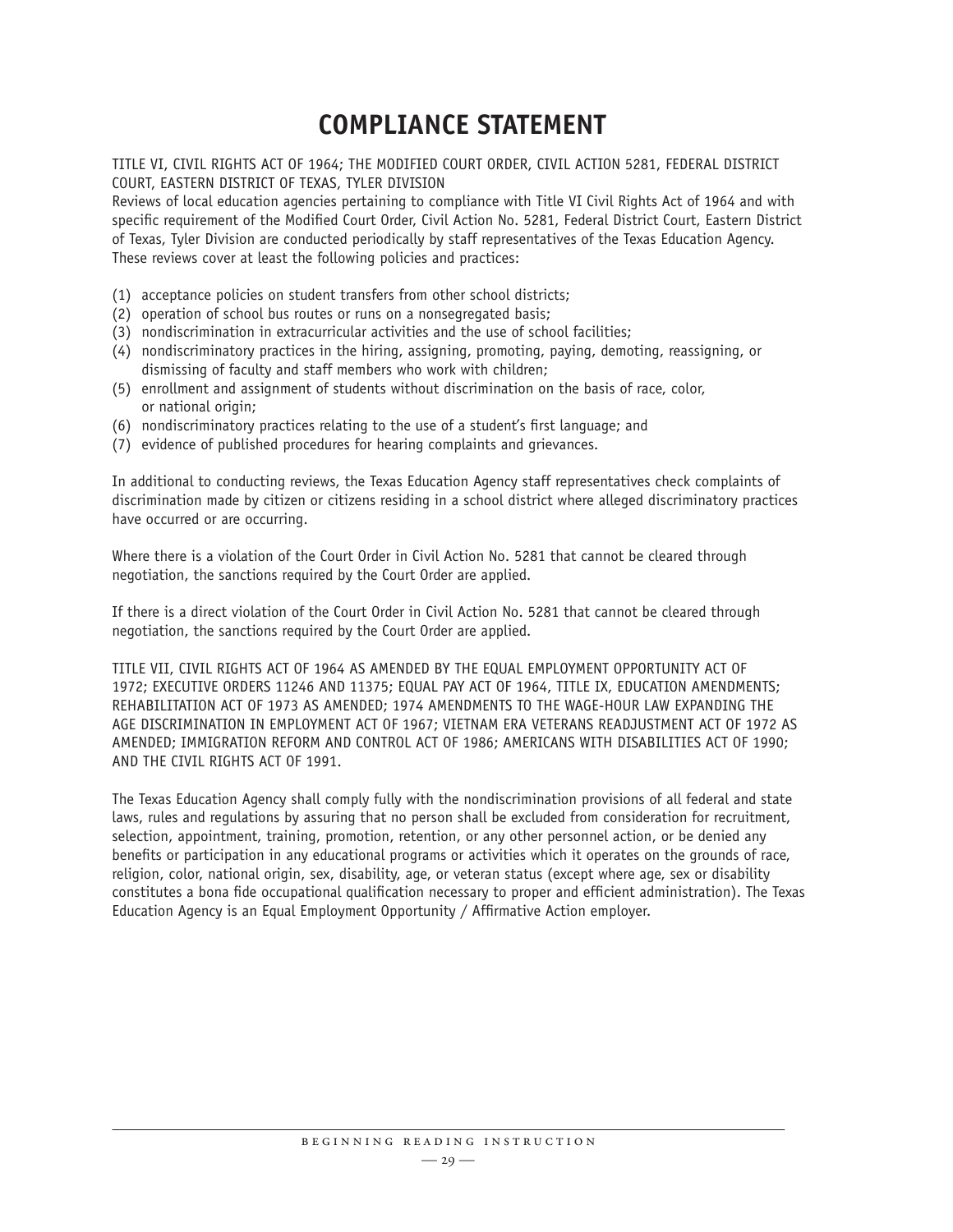# COMPLIANCE STATEMENT

TITLE VI, CIVIL RIGHTS ACT OF 1964; THE MODIFIED COURT ORDER, CIVIL ACTION 5281, FEDERAL DISTRICT COURT, EASTERN DISTRICT OF TEXAS, TYLER DIVISION

Reviews of local education agencies pertaining to compliance with Title VI Civil Rights Act of 1964 and with specific requirement of the Modified Court Order, Civil Action No. 5281, Federal District Court, Eastern District of Texas, Tyler Division are conducted periodically by staff representatives of the Texas Education Agency. These reviews cover at least the following policies and practices:

(1) acceptance policies on student transfers from other school districts;
(2) operation of school bus routes or runs on a nonsegregated basis;
(3) nondiscrimination in extracurricular activities and the use of school facilities;
(4) nondiscriminatory practices in the hiring, assigning, promoting, paying, demoting, reassigning, or dismissing of faculty and staff members who work with children;
(5) enrollment and assignment of students without discrimination on the basis of race, color, or national origin;
(6) nondiscriminatory practices relating to the use of a student's first language; and
(7) evidence of published procedures for hearing complaints and grievances.

In additional to conducting reviews, the Texas Education Agency staff representatives check complaints of discrimination made by citizen or citizens residing in a school district where alleged discriminatory practices have occurred or are occurring.

Where there is a violation of the Court Order in Civil Action No. 5281 that cannot be cleared through negotiation, the sanctions required by the Court Order are applied.

If there is a direct violation of the Court Order in Civil Action No. 5281 that cannot be cleared through negotiation, the sanctions required by the Court Order are applied.

TITLE VII, CIVIL RIGHTS ACT OF 1964 AS AMENDED BY THE EQUAL EMPLOYMENT OPPORTUNITY ACT OF 1972; EXECUTIVE ORDERS 11246 AND 11375; EQUAL PAY ACT OF 1964, TITLE IX, EDUCATION AMENDMENTS; REHABILITATION ACT OF 1973 AS AMENDED; 1974 AMENDMENTS TO THE WAGE-HOUR LAW EXPANDING THE AGE DISCRIMINATION IN EMPLOYMENT ACT OF 1967; VIETNAM ERA VETERANS READJUSTMENT ACT OF 1972 AS AMENDED; IMMIGRATION REFORM AND CONTROL ACT OF 1986; AMERICANS WITH DISABILITIES ACT OF 1990; AND THE CIVIL RIGHTS ACT OF 1991.

The Texas Education Agency shall comply fully with the nondiscrimination provisions of all federal and state laws, rules and regulations by assuring that no person shall be excluded from consideration for recruitment, selection, appointment, training, promotion, retention, or any other personnel action, or be denied any benefits or participation in any educational programs or activities which it operates on the grounds of race, religion, color, national origin, sex, disability, age, or veteran status (except where age, sex or disability constitutes a bona fide occupational qualification necessary to proper and efficient administration). The Texas Education Agency is an Equal Employment Opportunity / Affirmative Action employer.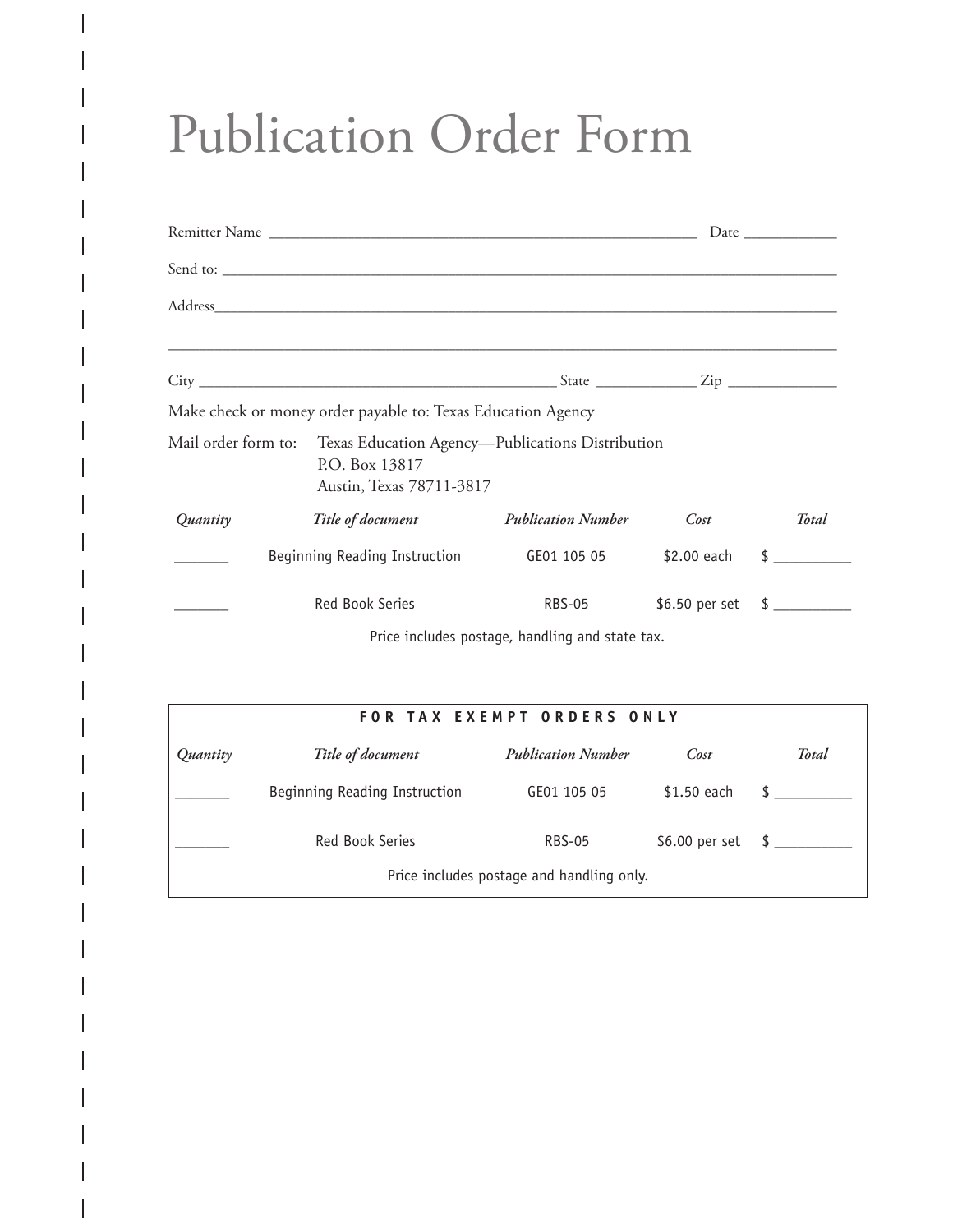# Publication Order Form

Remitter Name ______________________________________________ Date ___________

Send to: ____________________________________________________________________

Address_____________________________________________________________________

____________________________________________________________________________

City ______________________________________ State ____________ Zip _____________

Make check or money order payable to: Texas Education Agency

Mail order form to: Texas Education Agency—Publications Distribution
P.O. Box 13817
Austin, Texas 78711-3817

| *Quantity* | *Title of document* | *Publication Number* | *Cost* | *Total* |
|---|---|---|---|---|
| _______ | Beginning Reading Instruction | GE01 105 05 | $2.00 each | $ __________ |
| _______ | Red Book Series | RBS-05 | $6.50 per set | $ __________ |

Price includes postage, handling and state tax.

**FOR TAX EXEMPT ORDERS ONLY**

| *Quantity* | *Title of document* | *Publication Number* | *Cost* | *Total* |
|---|---|---|---|---|
| _______ | Beginning Reading Instruction | GE01 105 05 | $1.50 each | $ __________ |
| _______ | Red Book Series | RBS-05 | $6.00 per set | $ __________ |

Price includes postage and handling only.